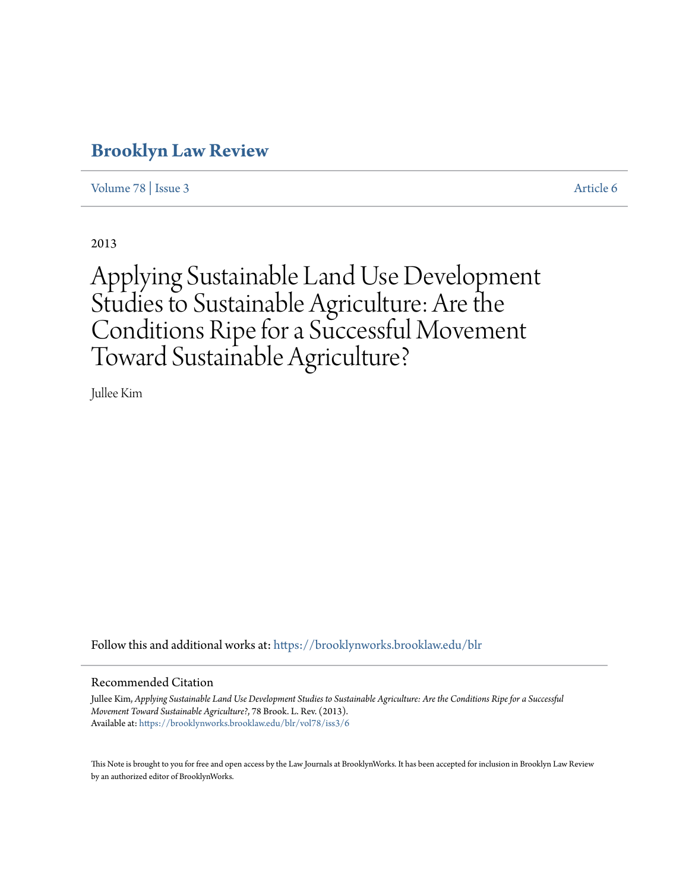# Brooklyn Law Review

Volume 78 | Issue 3 | Article 6

2013

# Applying Sustainable Land Use Development Studies to Sustainable Agriculture: Are the Conditions Ripe for a Successful Movement Toward Sustainable Agriculture?

Jullee Kim

Follow this and additional works at: https://brooklynworks.brooklaw.edu/blr

## Recommended Citation

Jullee Kim, *Applying Sustainable Land Use Development Studies to Sustainable Agriculture: Are the Conditions Ripe for a Successful Movement Toward Sustainable Agriculture?*, 78 Brook. L. Rev. (2013).
Available at: https://brooklynworks.brooklaw.edu/blr/vol78/iss3/6

This Note is brought to you for free and open access by the Law Journals at BrooklynWorks. It has been accepted for inclusion in Brooklyn Law Review by an authorized editor of BrooklynWorks.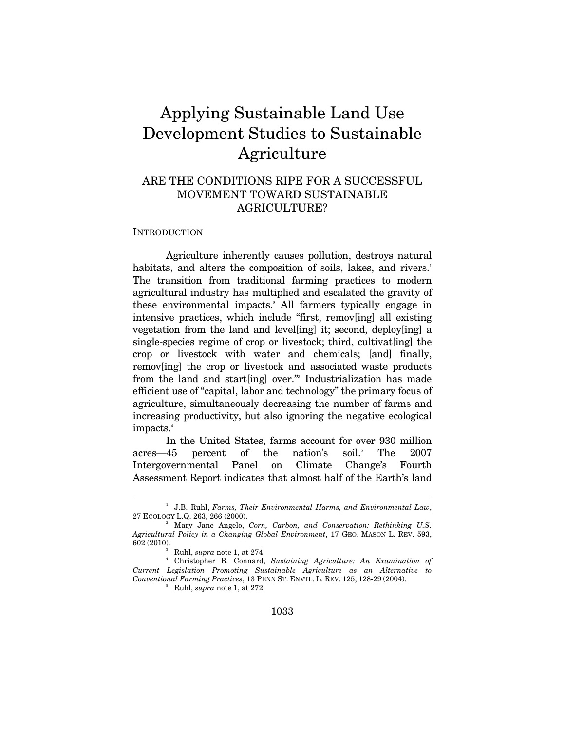# Applying Sustainable Land Use Development Studies to Sustainable Agriculture

## ARE THE CONDITIONS RIPE FOR A SUCCESSFUL MOVEMENT TOWARD SUSTAINABLE AGRICULTURE?

### INTRODUCTION

Agriculture inherently causes pollution, destroys natural habitats, and alters the composition of soils, lakes, and rivers.[1] The transition from traditional farming practices to modern agricultural industry has multiplied and escalated the gravity of these environmental impacts.[2] All farmers typically engage in intensive practices, which include "first, remov[ing] all existing vegetation from the land and level[ing] it; second, deploy[ing] a single-species regime of crop or livestock; third, cultivat[ing] the crop or livestock with water and chemicals; [and] finally, remov[ing] the crop or livestock and associated waste products from the land and start[ing] over."[3] Industrialization has made efficient use of "capital, labor and technology" the primary focus of agriculture, simultaneously decreasing the number of farms and increasing productivity, but also ignoring the negative ecological impacts.[4]

In the United States, farms account for over 930 million acres—45 percent of the nation's soil.[5] The 2007 Intergovernmental Panel on Climate Change's Fourth Assessment Report indicates that almost half of the Earth's land

---

[1] J.B. Ruhl, *Farms, Their Environmental Harms, and Environmental Law*, 27 ECOLOGY L.Q. 263, 266 (2000).

[2] Mary Jane Angelo, *Corn, Carbon, and Conservation: Rethinking U.S. Agricultural Policy in a Changing Global Environment*, 17 GEO. MASON L. REV. 593, 602 (2010).

[3] Ruhl, *supra* note 1, at 274.

[4] Christopher B. Connard, *Sustaining Agriculture: An Examination of Current Legislation Promoting Sustainable Agriculture as an Alternative to Conventional Farming Practices*, 13 PENN ST. ENVTL. L. REV. 125, 128-29 (2004).

[5] Ruhl, *supra* note 1, at 272.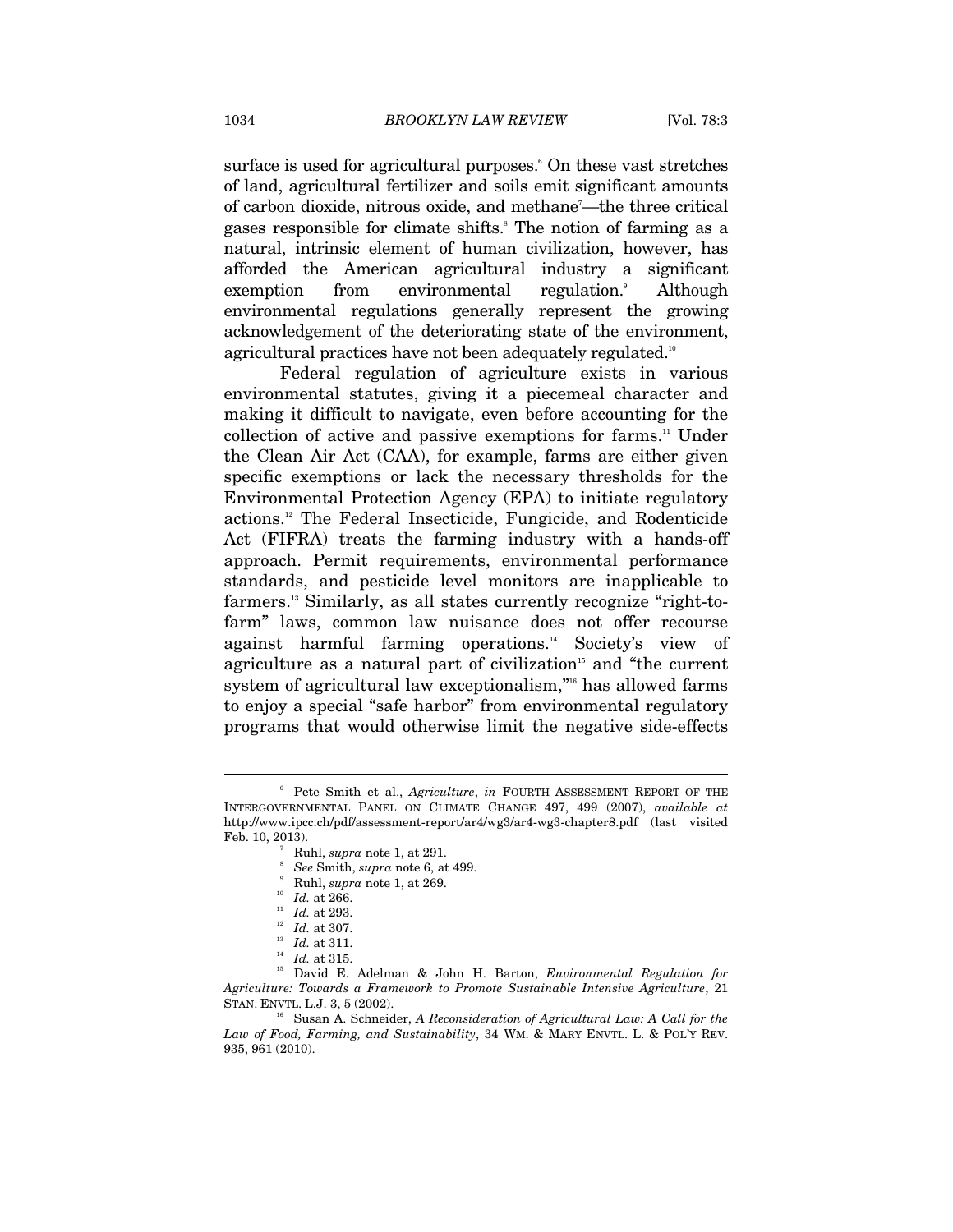surface is used for agricultural purposes.[6] On these vast stretches of land, agricultural fertilizer and soils emit significant amounts of carbon dioxide, nitrous oxide, and methane[7]—the three critical gases responsible for climate shifts.[8] The notion of farming as a natural, intrinsic element of human civilization, however, has afforded the American agricultural industry a significant exemption from environmental regulation.[9] Although environmental regulations generally represent the growing acknowledgement of the deteriorating state of the environment, agricultural practices have not been adequately regulated.[10]

Federal regulation of agriculture exists in various environmental statutes, giving it a piecemeal character and making it difficult to navigate, even before accounting for the collection of active and passive exemptions for farms.[11] Under the Clean Air Act (CAA), for example, farms are either given specific exemptions or lack the necessary thresholds for the Environmental Protection Agency (EPA) to initiate regulatory actions.[12] The Federal Insecticide, Fungicide, and Rodenticide Act (FIFRA) treats the farming industry with a hands-off approach. Permit requirements, environmental performance standards, and pesticide level monitors are inapplicable to farmers.[13] Similarly, as all states currently recognize "right-to-farm" laws, common law nuisance does not offer recourse against harmful farming operations.[14] Society's view of agriculture as a natural part of civilization[15] and "the current system of agricultural law exceptionalism,"[16] has allowed farms to enjoy a special "safe harbor" from environmental regulatory programs that would otherwise limit the negative side-effects

---

[6] Pete Smith et al., *Agriculture*, *in* FOURTH ASSESSMENT REPORT OF THE INTERGOVERNMENTAL PANEL ON CLIMATE CHANGE 497, 499 (2007), *available at* http://www.ipcc.ch/pdf/assessment-report/ar4/wg3/ar4-wg3-chapter8.pdf (last visited Feb. 10, 2013).

[7] Ruhl, *supra* note 1, at 291.

[8] *See* Smith, *supra* note 6, at 499.

[9] Ruhl, *supra* note 1, at 269.

[10] *Id.* at 266.

[11] *Id.* at 293.

[12] *Id.* at 307.

[13] *Id.* at 311.

[14] *Id.* at 315.

[15] David E. Adelman & John H. Barton, *Environmental Regulation for Agriculture: Towards a Framework to Promote Sustainable Intensive Agriculture*, 21 STAN. ENVTL. L.J. 3, 5 (2002).

[16] Susan A. Schneider, *A Reconsideration of Agricultural Law: A Call for the Law of Food, Farming, and Sustainability*, 34 WM. & MARY ENVTL. L. & POL'Y REV. 935, 961 (2010).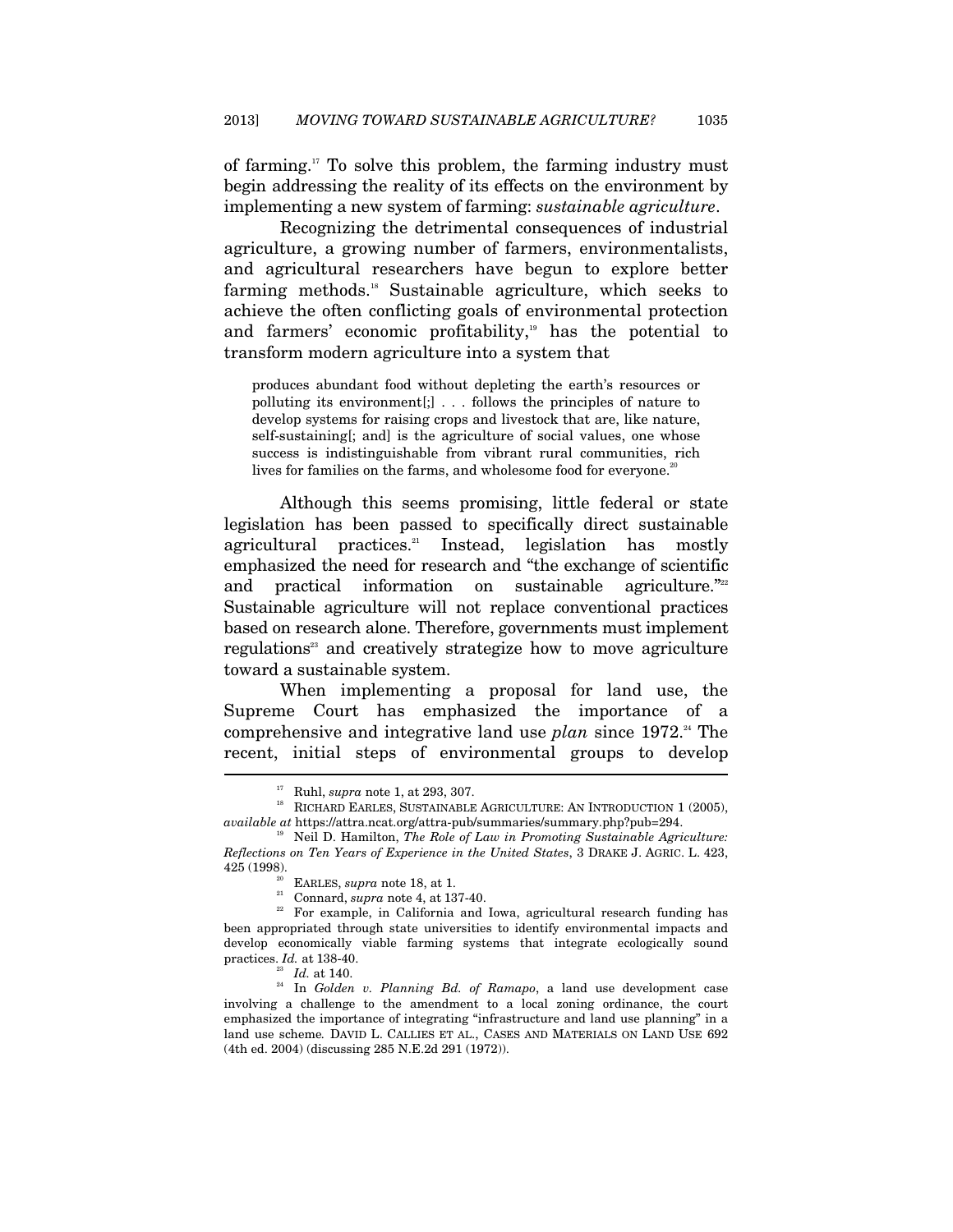of farming.[17] To solve this problem, the farming industry must begin addressing the reality of its effects on the environment by implementing a new system of farming: *sustainable agriculture*.

Recognizing the detrimental consequences of industrial agriculture, a growing number of farmers, environmentalists, and agricultural researchers have begun to explore better farming methods.[18] Sustainable agriculture, which seeks to achieve the often conflicting goals of environmental protection and farmers' economic profitability,[19] has the potential to transform modern agriculture into a system that

> produces abundant food without depleting the earth's resources or polluting its environment[;] . . . follows the principles of nature to develop systems for raising crops and livestock that are, like nature, self-sustaining[; and] is the agriculture of social values, one whose success is indistinguishable from vibrant rural communities, rich lives for families on the farms, and wholesome food for everyone.[20]

Although this seems promising, little federal or state legislation has been passed to specifically direct sustainable agricultural practices.[21] Instead, legislation has mostly emphasized the need for research and "the exchange of scientific and practical information on sustainable agriculture."[22] Sustainable agriculture will not replace conventional practices based on research alone. Therefore, governments must implement regulations[23] and creatively strategize how to move agriculture toward a sustainable system.

When implementing a proposal for land use, the Supreme Court has emphasized the importance of a comprehensive and integrative land use *plan* since 1972.[24] The recent, initial steps of environmental groups to develop

---

[17] Ruhl, *supra* note 1, at 293, 307.

[18] RICHARD EARLES, SUSTAINABLE AGRICULTURE: AN INTRODUCTION 1 (2005), *available at* https://attra.ncat.org/attra-pub/summaries/summary.php?pub=294.

[19] Neil D. Hamilton, *The Role of Law in Promoting Sustainable Agriculture: Reflections on Ten Years of Experience in the United States*, 3 DRAKE J. AGRIC. L. 423, 425 (1998).

[20] EARLES, *supra* note 18, at 1.

[21] Connard, *supra* note 4, at 137-40.

[22] For example, in California and Iowa, agricultural research funding has been appropriated through state universities to identify environmental impacts and develop economically viable farming systems that integrate ecologically sound practices. *Id.* at 138-40.

[23] *Id.* at 140.

[24] In *Golden v. Planning Bd. of Ramapo*, a land use development case involving a challenge to the amendment to a local zoning ordinance, the court emphasized the importance of integrating "infrastructure and land use planning" in a land use scheme. DAVID L. CALLIES ET AL., CASES AND MATERIALS ON LAND USE 692 (4th ed. 2004) (discussing 285 N.E.2d 291 (1972)).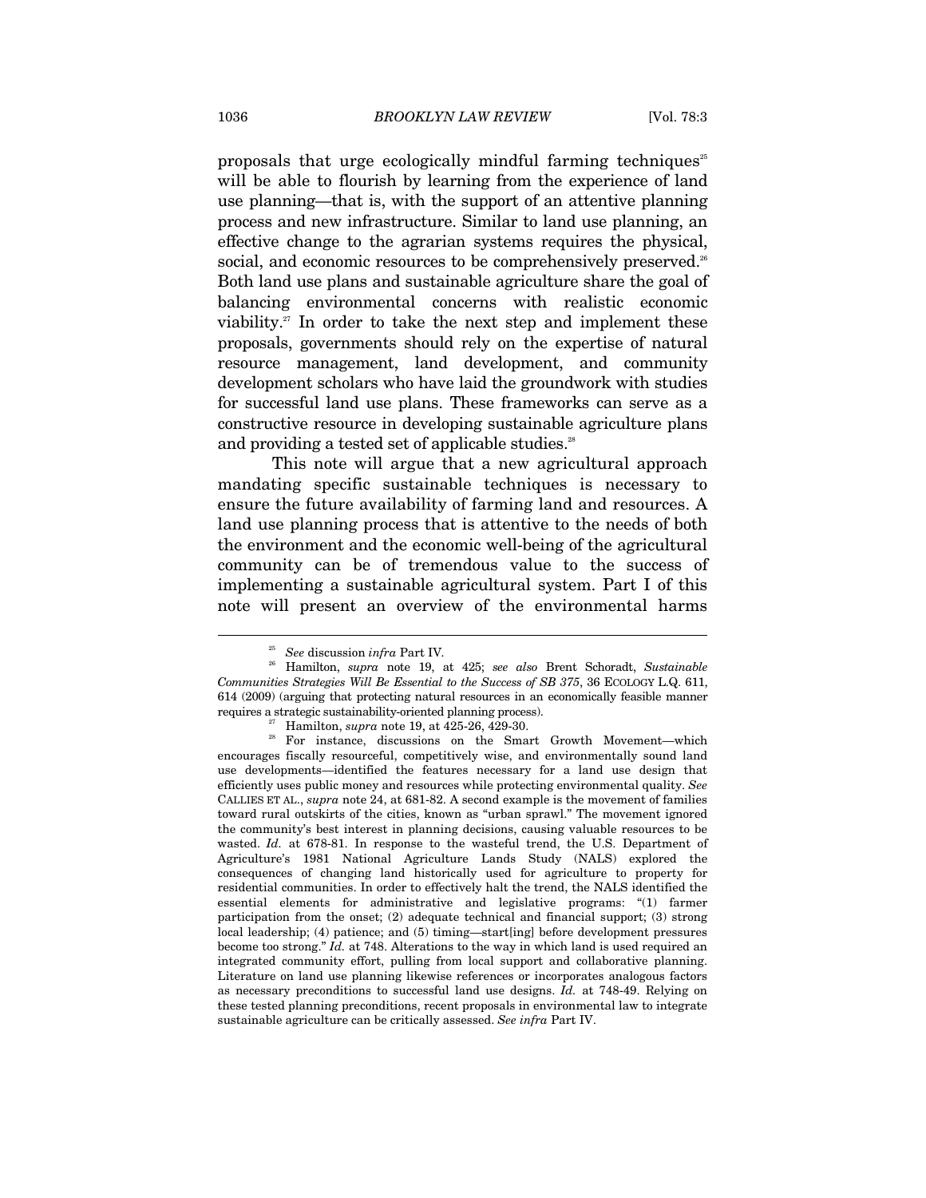proposals that urge ecologically mindful farming techniques[25] will be able to flourish by learning from the experience of land use planning—that is, with the support of an attentive planning process and new infrastructure. Similar to land use planning, an effective change to the agrarian systems requires the physical, social, and economic resources to be comprehensively preserved.[26] Both land use plans and sustainable agriculture share the goal of balancing environmental concerns with realistic economic viability.[27] In order to take the next step and implement these proposals, governments should rely on the expertise of natural resource management, land development, and community development scholars who have laid the groundwork with studies for successful land use plans. These frameworks can serve as a constructive resource in developing sustainable agriculture plans and providing a tested set of applicable studies.[28]

This note will argue that a new agricultural approach mandating specific sustainable techniques is necessary to ensure the future availability of farming land and resources. A land use planning process that is attentive to the needs of both the environment and the economic well-being of the agricultural community can be of tremendous value to the success of implementing a sustainable agricultural system. Part I of this note will present an overview of the environmental harms

---

[25] *See* discussion *infra* Part IV.

[26] Hamilton, *supra* note 19, at 425; *see also* Brent Schoradt, *Sustainable Communities Strategies Will Be Essential to the Success of SB 375*, 36 ECOLOGY L.Q. 611, 614 (2009) (arguing that protecting natural resources in an economically feasible manner requires a strategic sustainability-oriented planning process).

[27] Hamilton, *supra* note 19, at 425-26, 429-30.

[28] For instance, discussions on the Smart Growth Movement—which encourages fiscally resourceful, competitively wise, and environmentally sound land use developments—identified the features necessary for a land use design that efficiently uses public money and resources while protecting environmental quality. *See* CALLIES ET AL., *supra* note 24, at 681-82. A second example is the movement of families toward rural outskirts of the cities, known as "urban sprawl." The movement ignored the community's best interest in planning decisions, causing valuable resources to be wasted. *Id.* at 678-81. In response to the wasteful trend, the U.S. Department of Agriculture's 1981 National Agriculture Lands Study (NALS) explored the consequences of changing land historically used for agriculture to property for residential communities. In order to effectively halt the trend, the NALS identified the essential elements for administrative and legislative programs: "(1) farmer participation from the onset; (2) adequate technical and financial support; (3) strong local leadership; (4) patience; and (5) timing—start[ing] before development pressures become too strong." *Id.* at 748. Alterations to the way in which land is used required an integrated community effort, pulling from local support and collaborative planning. Literature on land use planning likewise references or incorporates analogous factors as necessary preconditions to successful land use designs. *Id.* at 748-49. Relying on these tested planning preconditions, recent proposals in environmental law to integrate sustainable agriculture can be critically assessed. *See infra* Part IV.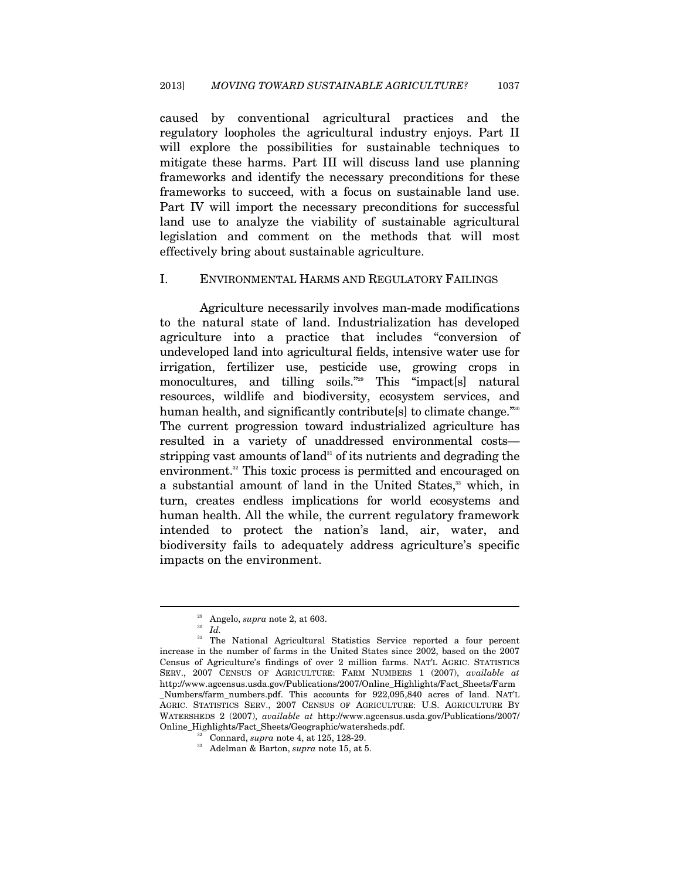caused by conventional agricultural practices and the regulatory loopholes the agricultural industry enjoys. Part II will explore the possibilities for sustainable techniques to mitigate these harms. Part III will discuss land use planning frameworks and identify the necessary preconditions for these frameworks to succeed, with a focus on sustainable land use. Part IV will import the necessary preconditions for successful land use to analyze the viability of sustainable agricultural legislation and comment on the methods that will most effectively bring about sustainable agriculture.

## I. ENVIRONMENTAL HARMS AND REGULATORY FAILINGS

Agriculture necessarily involves man-made modifications to the natural state of land. Industrialization has developed agriculture into a practice that includes "conversion of undeveloped land into agricultural fields, intensive water use for irrigation, fertilizer use, pesticide use, growing crops in monocultures, and tilling soils."[29] This "impact[s] natural resources, wildlife and biodiversity, ecosystem services, and human health, and significantly contribute[s] to climate change."[30] The current progression toward industrialized agriculture has resulted in a variety of unaddressed environmental costs—stripping vast amounts of land[31] of its nutrients and degrading the environment.[32] This toxic process is permitted and encouraged on a substantial amount of land in the United States,[33] which, in turn, creates endless implications for world ecosystems and human health. All the while, the current regulatory framework intended to protect the nation's land, air, water, and biodiversity fails to adequately address agriculture's specific impacts on the environment.

---

[29] Angelo, *supra* note 2, at 603.

[30] *Id.*

[31] The National Agricultural Statistics Service reported a four percent increase in the number of farms in the United States since 2002, based on the 2007 Census of Agriculture's findings of over 2 million farms. NAT'L AGRIC. STATISTICS SERV., 2007 CENSUS OF AGRICULTURE: FARM NUMBERS 1 (2007), *available at* http://www.agcensus.usda.gov/Publications/2007/Online_Highlights/Fact_Sheets/Farm_Numbers/farm_numbers.pdf. This accounts for 922,095,840 acres of land. NAT'L AGRIC. STATISTICS SERV., 2007 CENSUS OF AGRICULTURE: U.S. AGRICULTURE BY WATERSHEDS 2 (2007), *available at* http://www.agcensus.usda.gov/Publications/2007/Online_Highlights/Fact_Sheets/Geographic/watersheds.pdf.

[32] Connard, *supra* note 4, at 125, 128-29.

[33] Adelman & Barton, *supra* note 15, at 5.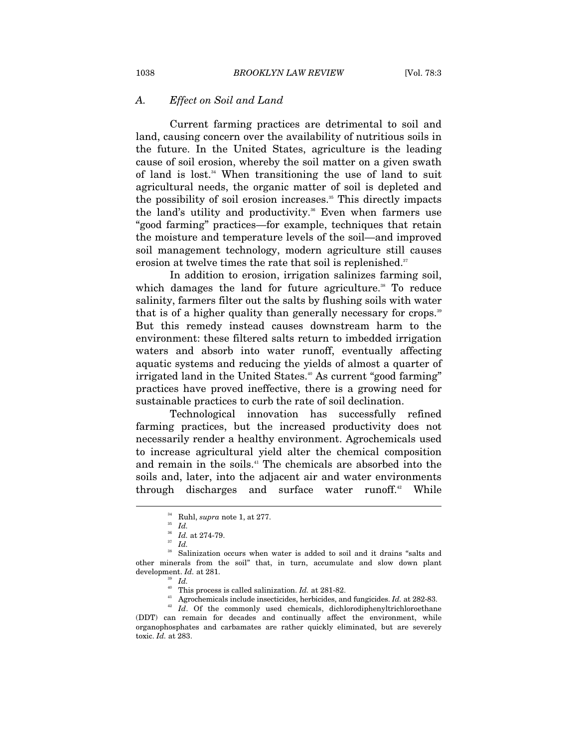### A. *Effect on Soil and Land*

Current farming practices are detrimental to soil and land, causing concern over the availability of nutritious soils in the future. In the United States, agriculture is the leading cause of soil erosion, whereby the soil matter on a given swath of land is lost.[34] When transitioning the use of land to suit agricultural needs, the organic matter of soil is depleted and the possibility of soil erosion increases.[35] This directly impacts the land's utility and productivity.[36] Even when farmers use "good farming" practices—for example, techniques that retain the moisture and temperature levels of the soil—and improved soil management technology, modern agriculture still causes erosion at twelve times the rate that soil is replenished.[37]

In addition to erosion, irrigation salinizes farming soil, which damages the land for future agriculture.[38] To reduce salinity, farmers filter out the salts by flushing soils with water that is of a higher quality than generally necessary for crops.[39] But this remedy instead causes downstream harm to the environment: these filtered salts return to imbedded irrigation waters and absorb into water runoff, eventually affecting aquatic systems and reducing the yields of almost a quarter of irrigated land in the United States.[40] As current "good farming" practices have proved ineffective, there is a growing need for sustainable practices to curb the rate of soil declination.

Technological innovation has successfully refined farming practices, but the increased productivity does not necessarily render a healthy environment. Agrochemicals used to increase agricultural yield alter the chemical composition and remain in the soils.[41] The chemicals are absorbed into the soils and, later, into the adjacent air and water environments through discharges and surface water runoff.[42] While

---

[34] Ruhl, *supra* note 1, at 277.

[35] *Id.*

[36] *Id.* at 274-79.

[37] *Id.*

[38] Salinization occurs when water is added to soil and it drains "salts and other minerals from the soil" that, in turn, accumulate and slow down plant development. *Id.* at 281.

[39] *Id.*

[40] This process is called salinization. *Id.* at 281-82.

[41] Agrochemicals include insecticides, herbicides, and fungicides. *Id.* at 282-83.

[42] *Id*. Of the commonly used chemicals, dichlorodiphenyltrichloroethane (DDT) can remain for decades and continually affect the environment, while organophosphates and carbamates are rather quickly eliminated, but are severely toxic. *Id.* at 283.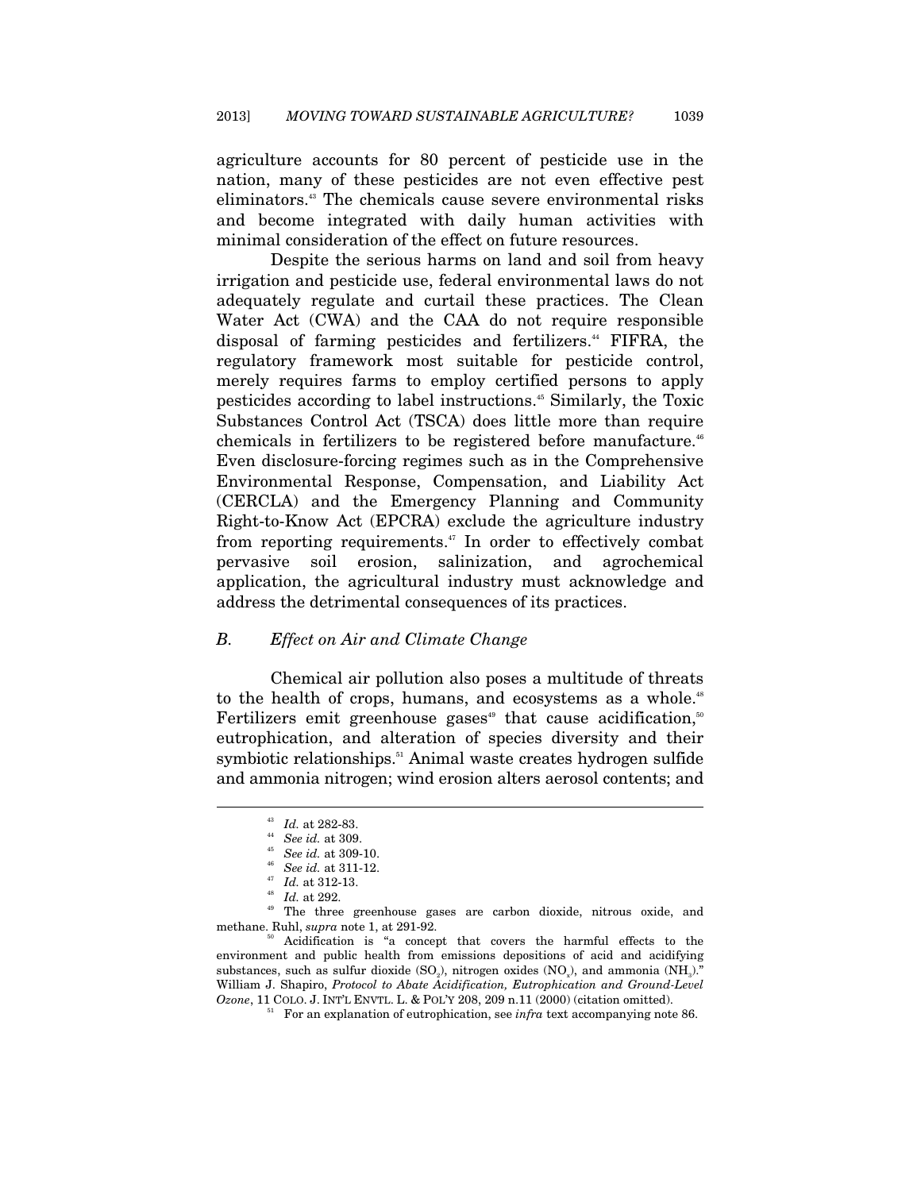agriculture accounts for 80 percent of pesticide use in the nation, many of these pesticides are not even effective pest eliminators.[43] The chemicals cause severe environmental risks and become integrated with daily human activities with minimal consideration of the effect on future resources.

Despite the serious harms on land and soil from heavy irrigation and pesticide use, federal environmental laws do not adequately regulate and curtail these practices. The Clean Water Act (CWA) and the CAA do not require responsible disposal of farming pesticides and fertilizers.[44] FIFRA, the regulatory framework most suitable for pesticide control, merely requires farms to employ certified persons to apply pesticides according to label instructions.[45] Similarly, the Toxic Substances Control Act (TSCA) does little more than require chemicals in fertilizers to be registered before manufacture.[46] Even disclosure-forcing regimes such as in the Comprehensive Environmental Response, Compensation, and Liability Act (CERCLA) and the Emergency Planning and Community Right-to-Know Act (EPCRA) exclude the agriculture industry from reporting requirements.[47] In order to effectively combat pervasive soil erosion, salinization, and agrochemical application, the agricultural industry must acknowledge and address the detrimental consequences of its practices.

### *B. Effect on Air and Climate Change*

Chemical air pollution also poses a multitude of threats to the health of crops, humans, and ecosystems as a whole.[48] Fertilizers emit greenhouse gases[49] that cause acidification,[50] eutrophication, and alteration of species diversity and their symbiotic relationships.[51] Animal waste creates hydrogen sulfide and ammonia nitrogen; wind erosion alters aerosol contents; and

---

[43] *Id.* at 282-83.

[44] *See id.* at 309.

[45] *See id.* at 309-10.

[46] *See id.* at 311-12.

[47] *Id.* at 312-13.

[48] *Id.* at 292.

[49] The three greenhouse gases are carbon dioxide, nitrous oxide, and methane. Ruhl, *supra* note 1, at 291-92.

[50] Acidification is "a concept that covers the harmful effects to the environment and public health from emissions depositions of acid and acidifying substances, such as sulfur dioxide ($SO_2$), nitrogen oxides ($NO_x$), and ammonia ($NH_3$)." William J. Shapiro, *Protocol to Abate Acidification, Eutrophication and Ground-Level Ozone*, 11 COLO. J. INT'L ENVTL. L. & POL'Y 208, 209 n.11 (2000) (citation omitted).

[51] For an explanation of eutrophication, see *infra* text accompanying note 86.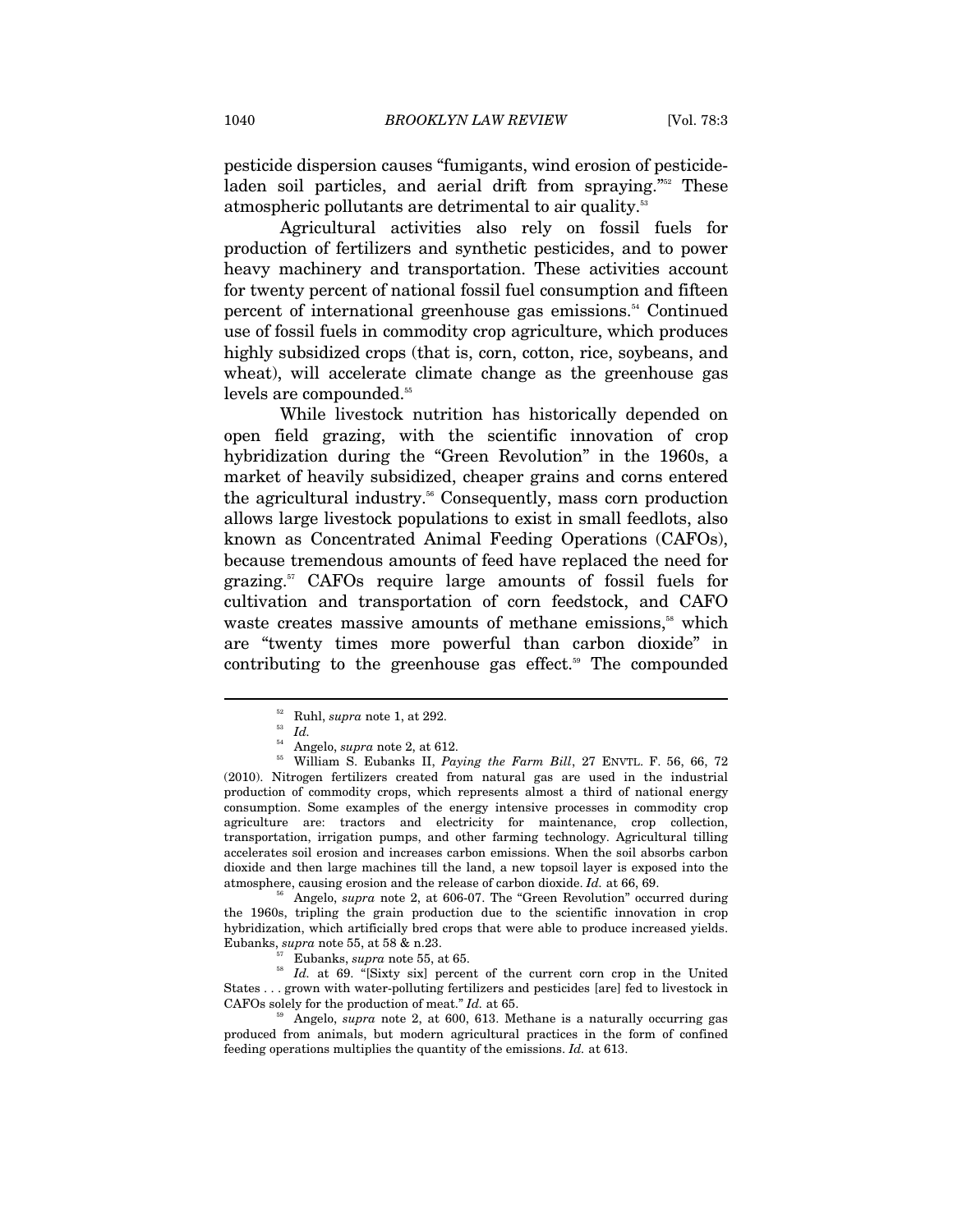pesticide dispersion causes "fumigants, wind erosion of pesticide-laden soil particles, and aerial drift from spraying."[52] These atmospheric pollutants are detrimental to air quality.[53]

Agricultural activities also rely on fossil fuels for production of fertilizers and synthetic pesticides, and to power heavy machinery and transportation. These activities account for twenty percent of national fossil fuel consumption and fifteen percent of international greenhouse gas emissions.[54] Continued use of fossil fuels in commodity crop agriculture, which produces highly subsidized crops (that is, corn, cotton, rice, soybeans, and wheat), will accelerate climate change as the greenhouse gas levels are compounded.[55]

While livestock nutrition has historically depended on open field grazing, with the scientific innovation of crop hybridization during the "Green Revolution" in the 1960s, a market of heavily subsidized, cheaper grains and corns entered the agricultural industry.[56] Consequently, mass corn production allows large livestock populations to exist in small feedlots, also known as Concentrated Animal Feeding Operations (CAFOs), because tremendous amounts of feed have replaced the need for grazing.[57] CAFOs require large amounts of fossil fuels for cultivation and transportation of corn feedstock, and CAFO waste creates massive amounts of methane emissions,[58] which are "twenty times more powerful than carbon dioxide" in contributing to the greenhouse gas effect.[59] The compounded

---

[52] Ruhl, *supra* note 1, at 292.

[53] *Id.*

[54] Angelo, *supra* note 2, at 612.

[55] William S. Eubanks II, *Paying the Farm Bill*, 27 ENVTL. F. 56, 66, 72 (2010). Nitrogen fertilizers created from natural gas are used in the industrial production of commodity crops, which represents almost a third of national energy consumption. Some examples of the energy intensive processes in commodity crop agriculture are: tractors and electricity for maintenance, crop collection, transportation, irrigation pumps, and other farming technology. Agricultural tilling accelerates soil erosion and increases carbon emissions. When the soil absorbs carbon dioxide and then large machines till the land, a new topsoil layer is exposed into the atmosphere, causing erosion and the release of carbon dioxide. *Id.* at 66, 69.

[56] Angelo, *supra* note 2, at 606-07. The "Green Revolution" occurred during the 1960s, tripling the grain production due to the scientific innovation in crop hybridization, which artificially bred crops that were able to produce increased yields. Eubanks, *supra* note 55, at 58 & n.23.

[57] Eubanks, *supra* note 55, at 65.

[58] *Id.* at 69. "[Sixty six] percent of the current corn crop in the United States . . . grown with water-polluting fertilizers and pesticides [are] fed to livestock in CAFOs solely for the production of meat." *Id.* at 65.

[59] Angelo, *supra* note 2, at 600, 613. Methane is a naturally occurring gas produced from animals, but modern agricultural practices in the form of confined feeding operations multiplies the quantity of the emissions. *Id.* at 613.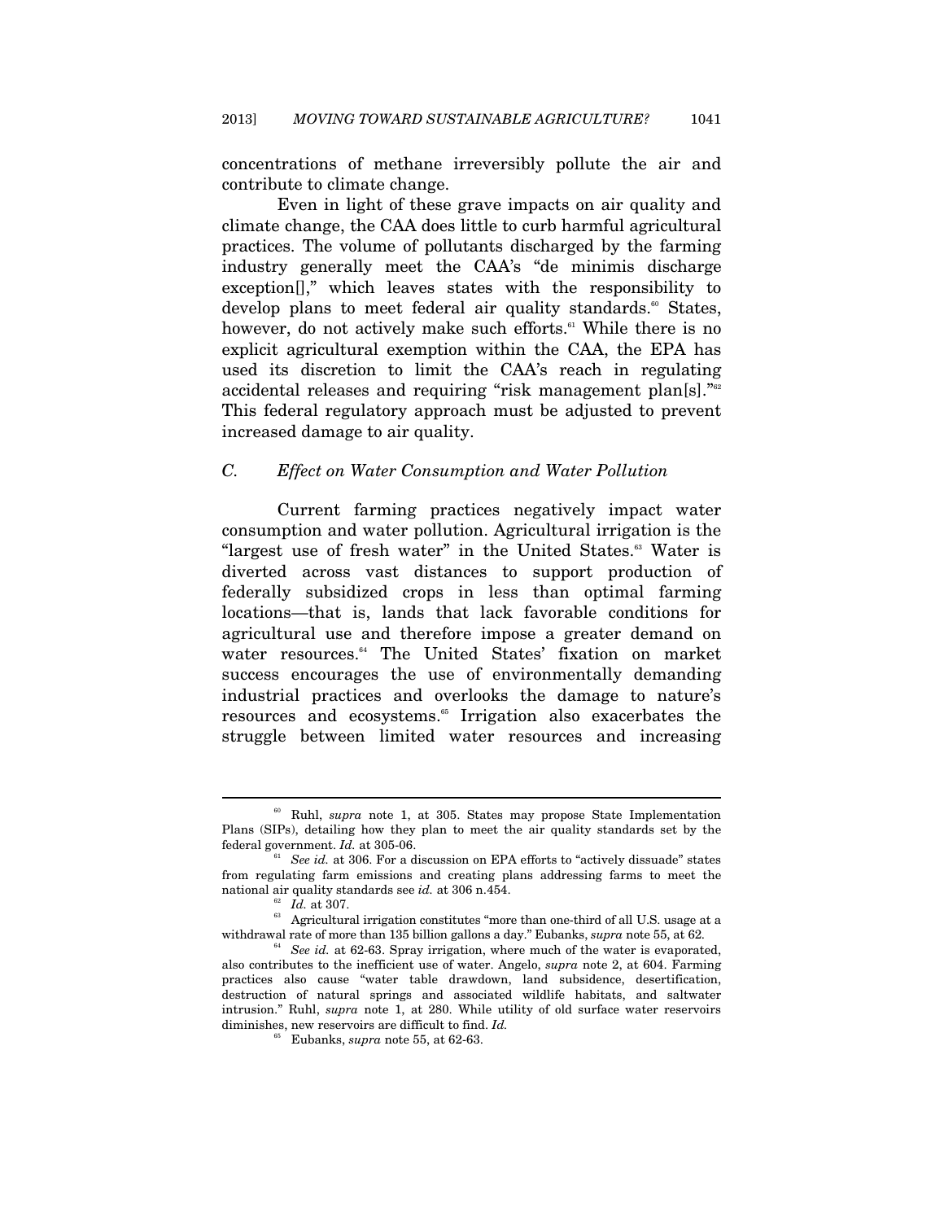concentrations of methane irreversibly pollute the air and contribute to climate change.

Even in light of these grave impacts on air quality and climate change, the CAA does little to curb harmful agricultural practices. The volume of pollutants discharged by the farming industry generally meet the CAA's "de minimis discharge exception[]," which leaves states with the responsibility to develop plans to meet federal air quality standards.[60] States, however, do not actively make such efforts.[61] While there is no explicit agricultural exemption within the CAA, the EPA has used its discretion to limit the CAA's reach in regulating accidental releases and requiring "risk management plan[s]."[62] This federal regulatory approach must be adjusted to prevent increased damage to air quality.

### *C. Effect on Water Consumption and Water Pollution*

Current farming practices negatively impact water consumption and water pollution. Agricultural irrigation is the "largest use of fresh water" in the United States.[63] Water is diverted across vast distances to support production of federally subsidized crops in less than optimal farming locations—that is, lands that lack favorable conditions for agricultural use and therefore impose a greater demand on water resources.[64] The United States' fixation on market success encourages the use of environmentally demanding industrial practices and overlooks the damage to nature's resources and ecosystems.[65] Irrigation also exacerbates the struggle between limited water resources and increasing

---

[60] Ruhl, *supra* note 1, at 305. States may propose State Implementation Plans (SIPs), detailing how they plan to meet the air quality standards set by the federal government. *Id.* at 305-06.

[61] *See id.* at 306. For a discussion on EPA efforts to "actively dissuade" states from regulating farm emissions and creating plans addressing farms to meet the national air quality standards see *id.* at 306 n.454.

[62] *Id.* at 307.

[63] Agricultural irrigation constitutes "more than one-third of all U.S. usage at a withdrawal rate of more than 135 billion gallons a day." Eubanks, *supra* note 55, at 62.

[64] *See id.* at 62-63. Spray irrigation, where much of the water is evaporated, also contributes to the inefficient use of water. Angelo, *supra* note 2, at 604. Farming practices also cause "water table drawdown, land subsidence, desertification, destruction of natural springs and associated wildlife habitats, and saltwater intrusion." Ruhl, *supra* note 1, at 280. While utility of old surface water reservoirs diminishes, new reservoirs are difficult to find. *Id.*

[65] Eubanks, *supra* note 55, at 62-63.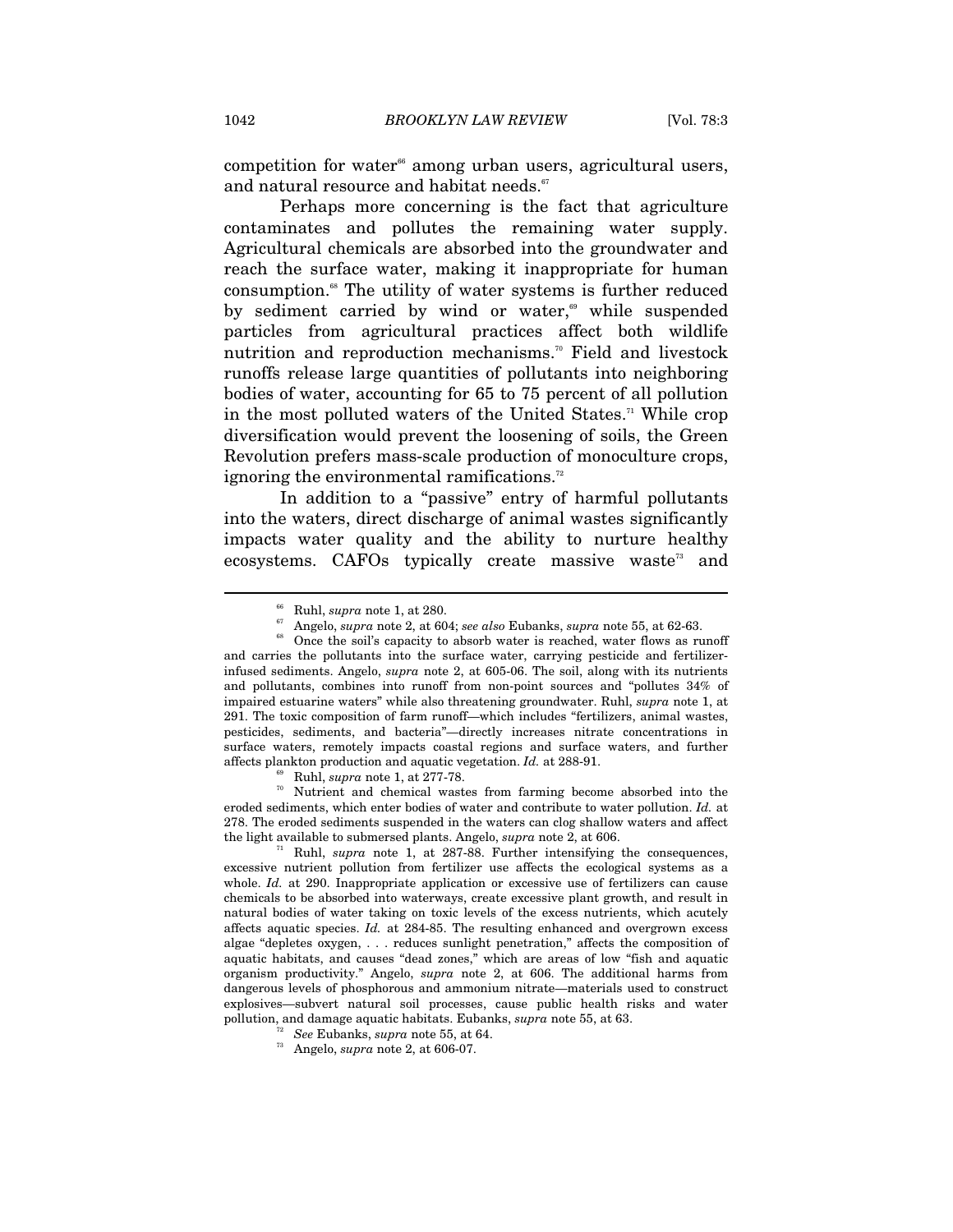competition for water[66] among urban users, agricultural users, and natural resource and habitat needs.[67]

Perhaps more concerning is the fact that agriculture contaminates and pollutes the remaining water supply. Agricultural chemicals are absorbed into the groundwater and reach the surface water, making it inappropriate for human consumption.[68] The utility of water systems is further reduced by sediment carried by wind or water,[69] while suspended particles from agricultural practices affect both wildlife nutrition and reproduction mechanisms.[70] Field and livestock runoffs release large quantities of pollutants into neighboring bodies of water, accounting for 65 to 75 percent of all pollution in the most polluted waters of the United States.[71] While crop diversification would prevent the loosening of soils, the Green Revolution prefers mass-scale production of monoculture crops, ignoring the environmental ramifications.[72]

In addition to a "passive" entry of harmful pollutants into the waters, direct discharge of animal wastes significantly impacts water quality and the ability to nurture healthy ecosystems. CAFOs typically create massive waste[73] and

---

[66] Ruhl, *supra* note 1, at 280.

[67] Angelo, *supra* note 2, at 604; *see also* Eubanks, *supra* note 55, at 62-63.

[68] Once the soil's capacity to absorb water is reached, water flows as runoff and carries the pollutants into the surface water, carrying pesticide and fertilizer-infused sediments. Angelo, *supra* note 2, at 605-06. The soil, along with its nutrients and pollutants, combines into runoff from non-point sources and "pollutes 34% of impaired estuarine waters" while also threatening groundwater. Ruhl, *supra* note 1, at 291. The toxic composition of farm runoff—which includes "fertilizers, animal wastes, pesticides, sediments, and bacteria"—directly increases nitrate concentrations in surface waters, remotely impacts coastal regions and surface waters, and further affects plankton production and aquatic vegetation. *Id.* at 288-91.

[69] Ruhl, *supra* note 1, at 277-78.

[70] Nutrient and chemical wastes from farming become absorbed into the eroded sediments, which enter bodies of water and contribute to water pollution. *Id.* at 278. The eroded sediments suspended in the waters can clog shallow waters and affect the light available to submersed plants. Angelo, *supra* note 2, at 606.

[71] Ruhl, *supra* note 1, at 287-88. Further intensifying the consequences, excessive nutrient pollution from fertilizer use affects the ecological systems as a whole. *Id.* at 290. Inappropriate application or excessive use of fertilizers can cause chemicals to be absorbed into waterways, create excessive plant growth, and result in natural bodies of water taking on toxic levels of the excess nutrients, which acutely affects aquatic species. *Id.* at 284-85. The resulting enhanced and overgrown excess algae "depletes oxygen, . . . reduces sunlight penetration," affects the composition of aquatic habitats, and causes "dead zones," which are areas of low "fish and aquatic organism productivity." Angelo, *supra* note 2, at 606. The additional harms from dangerous levels of phosphorous and ammonium nitrate—materials used to construct explosives—subvert natural soil processes, cause public health risks and water pollution, and damage aquatic habitats. Eubanks, *supra* note 55, at 63.

[72] *See* Eubanks, *supra* note 55, at 64.

[73] Angelo, *supra* note 2, at 606-07.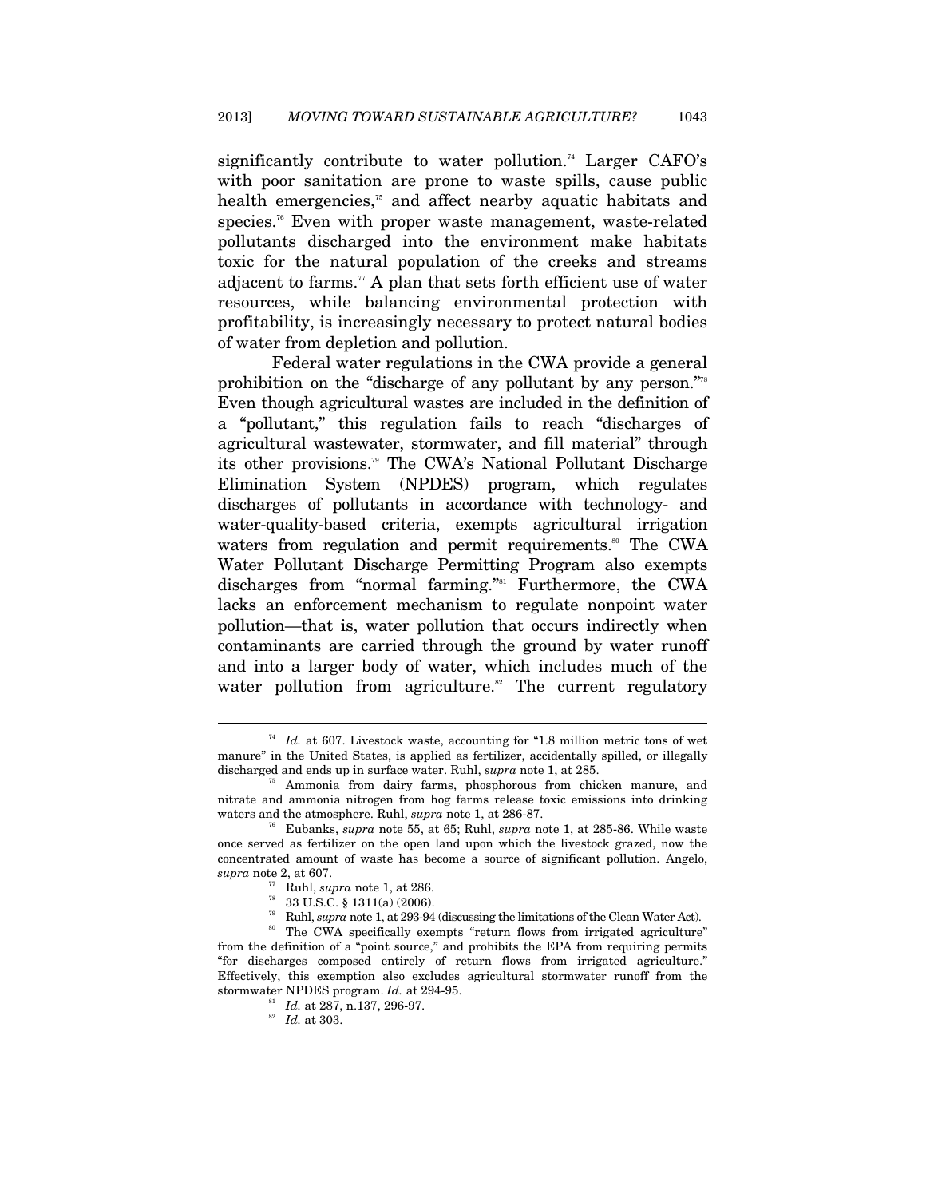significantly contribute to water pollution.[74] Larger CAFO's with poor sanitation are prone to waste spills, cause public health emergencies,[75] and affect nearby aquatic habitats and species.[76] Even with proper waste management, waste-related pollutants discharged into the environment make habitats toxic for the natural population of the creeks and streams adjacent to farms.[77] A plan that sets forth efficient use of water resources, while balancing environmental protection with profitability, is increasingly necessary to protect natural bodies of water from depletion and pollution.

Federal water regulations in the CWA provide a general prohibition on the "discharge of any pollutant by any person."[78] Even though agricultural wastes are included in the definition of a "pollutant," this regulation fails to reach "discharges of agricultural wastewater, stormwater, and fill material" through its other provisions.[79] The CWA's National Pollutant Discharge Elimination System (NPDES) program, which regulates discharges of pollutants in accordance with technology- and water-quality-based criteria, exempts agricultural irrigation waters from regulation and permit requirements.[80] The CWA Water Pollutant Discharge Permitting Program also exempts discharges from "normal farming."[81] Furthermore, the CWA lacks an enforcement mechanism to regulate nonpoint water pollution—that is, water pollution that occurs indirectly when contaminants are carried through the ground by water runoff and into a larger body of water, which includes much of the water pollution from agriculture.[82] The current regulatory

---

[74] *Id.* at 607. Livestock waste, accounting for "1.8 million metric tons of wet manure" in the United States, is applied as fertilizer, accidentally spilled, or illegally discharged and ends up in surface water. Ruhl, *supra* note 1, at 285.

[75] Ammonia from dairy farms, phosphorous from chicken manure, and nitrate and ammonia nitrogen from hog farms release toxic emissions into drinking waters and the atmosphere. Ruhl, *supra* note 1, at 286-87.

[76] Eubanks, *supra* note 55, at 65; Ruhl, *supra* note 1, at 285-86. While waste once served as fertilizer on the open land upon which the livestock grazed, now the concentrated amount of waste has become a source of significant pollution. Angelo, *supra* note 2, at 607.

[77] Ruhl, *supra* note 1, at 286.

[78] 33 U.S.C. § 1311(a) (2006).

[79] Ruhl, *supra* note 1, at 293-94 (discussing the limitations of the Clean Water Act).

[80] The CWA specifically exempts "return flows from irrigated agriculture" from the definition of a "point source," and prohibits the EPA from requiring permits "for discharges composed entirely of return flows from irrigated agriculture." Effectively, this exemption also excludes agricultural stormwater runoff from the stormwater NPDES program. *Id.* at 294-95.

[81] *Id.* at 287, n.137, 296-97.

[82] *Id.* at 303.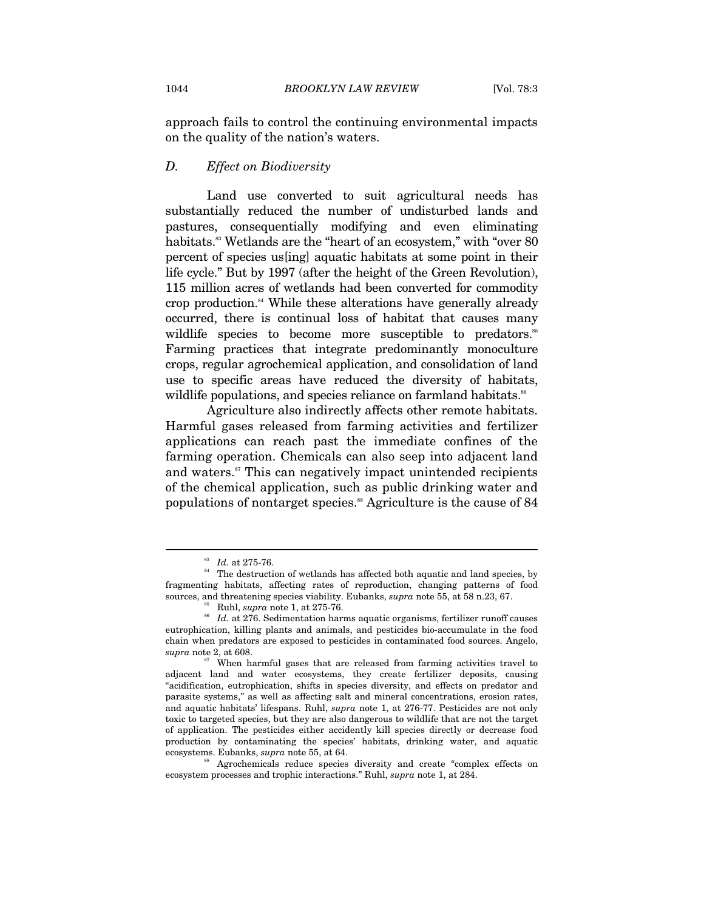approach fails to control the continuing environmental impacts on the quality of the nation's waters.

### *D. Effect on Biodiversity*

Land use converted to suit agricultural needs has substantially reduced the number of undisturbed lands and pastures, consequentially modifying and even eliminating habitats.[83] Wetlands are the "heart of an ecosystem," with "over 80 percent of species us[ing] aquatic habitats at some point in their life cycle." But by 1997 (after the height of the Green Revolution), 115 million acres of wetlands had been converted for commodity crop production.[84] While these alterations have generally already occurred, there is continual loss of habitat that causes many wildlife species to become more susceptible to predators.[85] Farming practices that integrate predominantly monoculture crops, regular agrochemical application, and consolidation of land use to specific areas have reduced the diversity of habitats, wildlife populations, and species reliance on farmland habitats.[86]

Agriculture also indirectly affects other remote habitats. Harmful gases released from farming activities and fertilizer applications can reach past the immediate confines of the farming operation. Chemicals can also seep into adjacent land and waters.[87] This can negatively impact unintended recipients of the chemical application, such as public drinking water and populations of nontarget species.[88] Agriculture is the cause of 84

---

[83] *Id.* at 275-76.

[84] The destruction of wetlands has affected both aquatic and land species, by fragmenting habitats, affecting rates of reproduction, changing patterns of food sources, and threatening species viability. Eubanks, *supra* note 55, at 58 n.23, 67.

[85] Ruhl, *supra* note 1, at 275-76.

[86] *Id.* at 276. Sedimentation harms aquatic organisms, fertilizer runoff causes eutrophication, killing plants and animals, and pesticides bio-accumulate in the food chain when predators are exposed to pesticides in contaminated food sources. Angelo, *supra* note 2, at 608.

[87] When harmful gases that are released from farming activities travel to adjacent land and water ecosystems, they create fertilizer deposits, causing "acidification, eutrophication, shifts in species diversity, and effects on predator and parasite systems," as well as affecting salt and mineral concentrations, erosion rates, and aquatic habitats' lifespans. Ruhl, *supra* note 1, at 276-77. Pesticides are not only toxic to targeted species, but they are also dangerous to wildlife that are not the target of application. The pesticides either accidently kill species directly or decrease food production by contaminating the species' habitats, drinking water, and aquatic ecosystems. Eubanks, *supra* note 55, at 64.

[88] Agrochemicals reduce species diversity and create "complex effects on ecosystem processes and trophic interactions." Ruhl, *supra* note 1, at 284.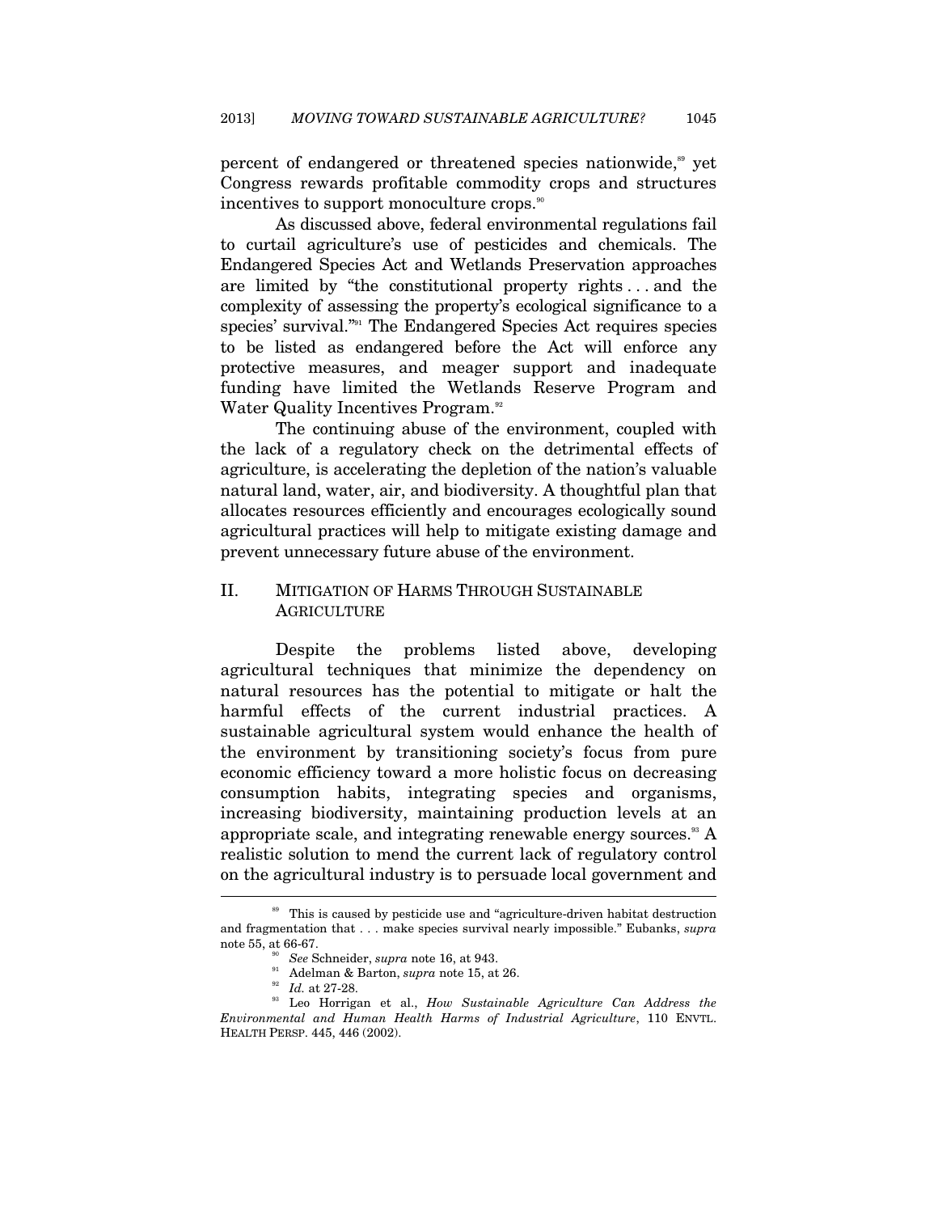percent of endangered or threatened species nationwide,[89] yet Congress rewards profitable commodity crops and structures incentives to support monoculture crops.[90]

As discussed above, federal environmental regulations fail to curtail agriculture's use of pesticides and chemicals. The Endangered Species Act and Wetlands Preservation approaches are limited by "the constitutional property rights . . . and the complexity of assessing the property's ecological significance to a species' survival."[91] The Endangered Species Act requires species to be listed as endangered before the Act will enforce any protective measures, and meager support and inadequate funding have limited the Wetlands Reserve Program and Water Quality Incentives Program.[92]

The continuing abuse of the environment, coupled with the lack of a regulatory check on the detrimental effects of agriculture, is accelerating the depletion of the nation's valuable natural land, water, air, and biodiversity. A thoughtful plan that allocates resources efficiently and encourages ecologically sound agricultural practices will help to mitigate existing damage and prevent unnecessary future abuse of the environment.

## II. MITIGATION OF HARMS THROUGH SUSTAINABLE AGRICULTURE

Despite the problems listed above, developing agricultural techniques that minimize the dependency on natural resources has the potential to mitigate or halt the harmful effects of the current industrial practices. A sustainable agricultural system would enhance the health of the environment by transitioning society's focus from pure economic efficiency toward a more holistic focus on decreasing consumption habits, integrating species and organisms, increasing biodiversity, maintaining production levels at an appropriate scale, and integrating renewable energy sources.[93] A realistic solution to mend the current lack of regulatory control on the agricultural industry is to persuade local government and

---

[89] This is caused by pesticide use and "agriculture-driven habitat destruction and fragmentation that . . . make species survival nearly impossible." Eubanks, *supra* note 55, at 66-67.

[90] *See* Schneider, *supra* note 16, at 943.

[91] Adelman & Barton, *supra* note 15, at 26.

[92] *Id.* at 27-28.

[93] Leo Horrigan et al., *How Sustainable Agriculture Can Address the Environmental and Human Health Harms of Industrial Agriculture*, 110 ENVTL. HEALTH PERSP. 445, 446 (2002).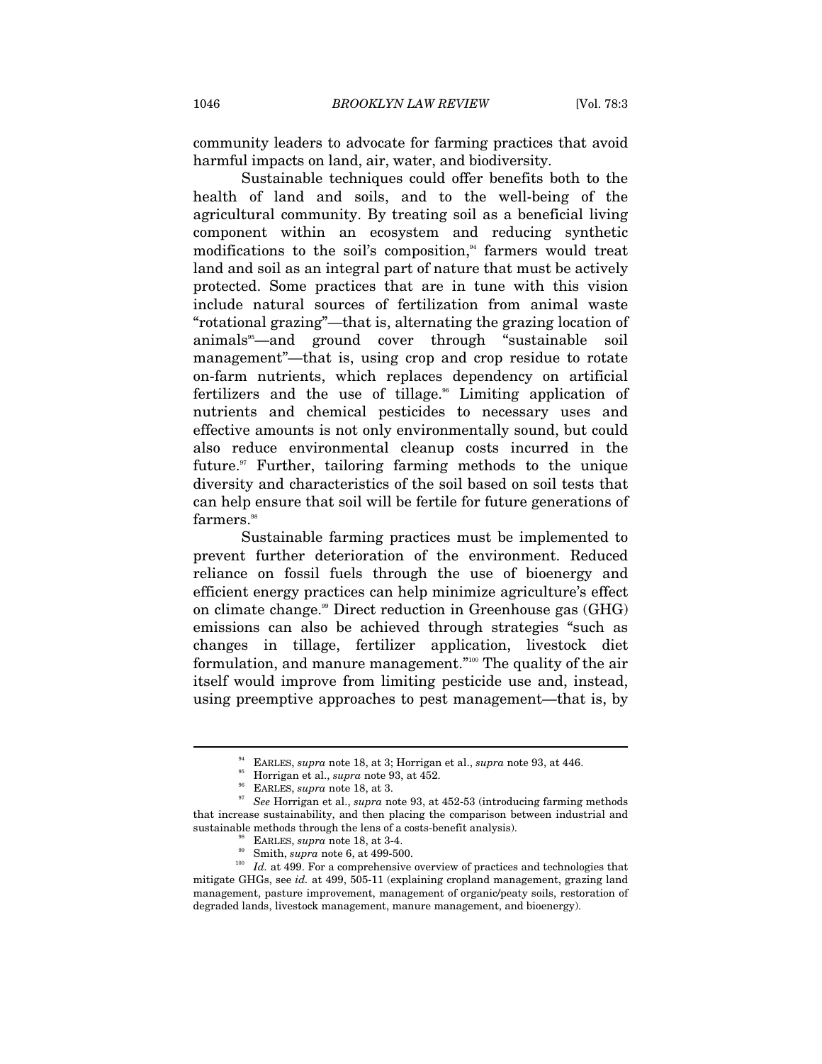community leaders to advocate for farming practices that avoid harmful impacts on land, air, water, and biodiversity.

Sustainable techniques could offer benefits both to the health of land and soils, and to the well-being of the agricultural community. By treating soil as a beneficial living component within an ecosystem and reducing synthetic modifications to the soil's composition,[94] farmers would treat land and soil as an integral part of nature that must be actively protected. Some practices that are in tune with this vision include natural sources of fertilization from animal waste "rotational grazing"—that is, alternating the grazing location of animals[95]—and ground cover through "sustainable soil management"—that is, using crop and crop residue to rotate on-farm nutrients, which replaces dependency on artificial fertilizers and the use of tillage.[96] Limiting application of nutrients and chemical pesticides to necessary uses and effective amounts is not only environmentally sound, but could also reduce environmental cleanup costs incurred in the future.[97] Further, tailoring farming methods to the unique diversity and characteristics of the soil based on soil tests that can help ensure that soil will be fertile for future generations of farmers.[98]

Sustainable farming practices must be implemented to prevent further deterioration of the environment. Reduced reliance on fossil fuels through the use of bioenergy and efficient energy practices can help minimize agriculture's effect on climate change.[99] Direct reduction in Greenhouse gas (GHG) emissions can also be achieved through strategies "such as changes in tillage, fertilizer application, livestock diet formulation, and manure management."[100] The quality of the air itself would improve from limiting pesticide use and, instead, using preemptive approaches to pest management—that is, by

---

[94] EARLES, *supra* note 18, at 3; Horrigan et al., *supra* note 93, at 446.

[95] Horrigan et al., *supra* note 93, at 452.

[96] EARLES, *supra* note 18, at 3.

[97] *See* Horrigan et al., *supra* note 93, at 452-53 (introducing farming methods that increase sustainability, and then placing the comparison between industrial and sustainable methods through the lens of a costs-benefit analysis).

[98] EARLES, *supra* note 18, at 3-4.

[99] Smith, *supra* note 6, at 499-500.

[100] *Id.* at 499. For a comprehensive overview of practices and technologies that mitigate GHGs, see *id.* at 499, 505-11 (explaining cropland management, grazing land management, pasture improvement, management of organic/peaty soils, restoration of degraded lands, livestock management, manure management, and bioenergy).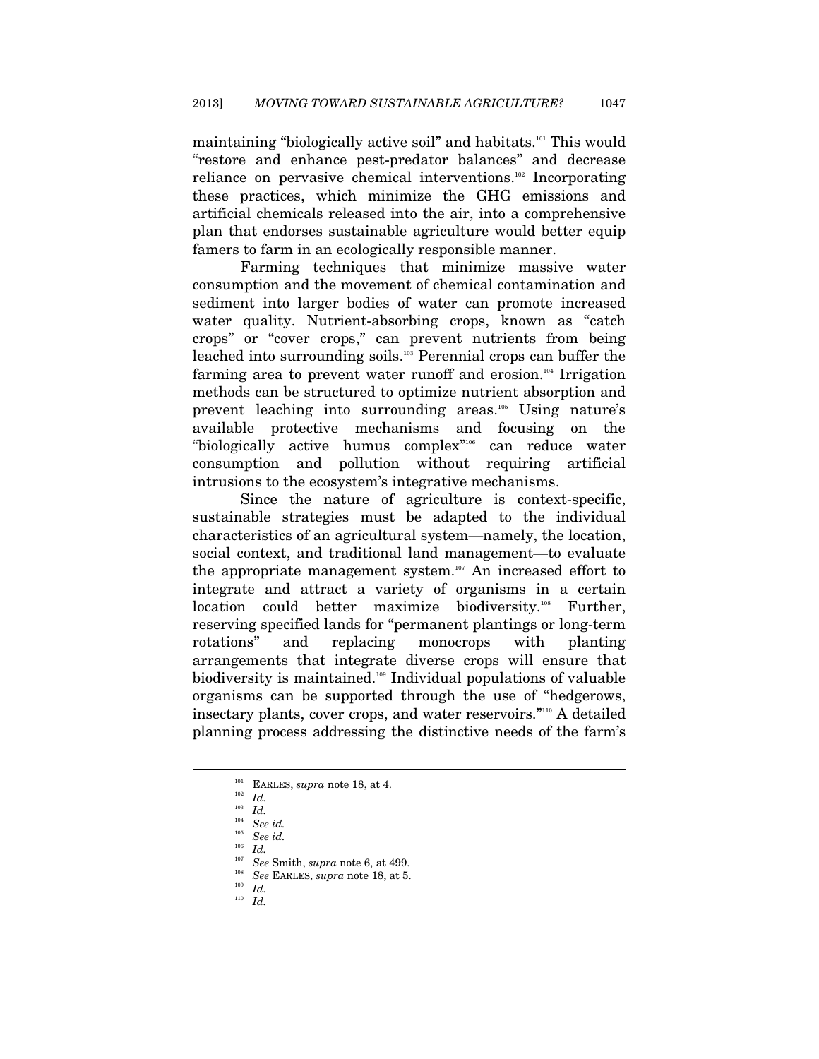maintaining "biologically active soil" and habitats.[101] This would "restore and enhance pest-predator balances" and decrease reliance on pervasive chemical interventions.[102] Incorporating these practices, which minimize the GHG emissions and artificial chemicals released into the air, into a comprehensive plan that endorses sustainable agriculture would better equip famers to farm in an ecologically responsible manner.

Farming techniques that minimize massive water consumption and the movement of chemical contamination and sediment into larger bodies of water can promote increased water quality. Nutrient-absorbing crops, known as "catch crops" or "cover crops," can prevent nutrients from being leached into surrounding soils.[103] Perennial crops can buffer the farming area to prevent water runoff and erosion.[104] Irrigation methods can be structured to optimize nutrient absorption and prevent leaching into surrounding areas.[105] Using nature's available protective mechanisms and focusing on the "biologically active humus complex"[106] can reduce water consumption and pollution without requiring artificial intrusions to the ecosystem's integrative mechanisms.

Since the nature of agriculture is context-specific, sustainable strategies must be adapted to the individual characteristics of an agricultural system—namely, the location, social context, and traditional land management—to evaluate the appropriate management system.[107] An increased effort to integrate and attract a variety of organisms in a certain location could better maximize biodiversity.[108] Further, reserving specified lands for "permanent plantings or long-term rotations" and replacing monocrops with planting arrangements that integrate diverse crops will ensure that biodiversity is maintained.[109] Individual populations of valuable organisms can be supported through the use of "hedgerows, insectary plants, cover crops, and water reservoirs."[110] A detailed planning process addressing the distinctive needs of the farm's

---

[101] EARLES, *supra* note 18, at 4.

[102] *Id.*

[103] *Id.*

[104] *See id.*

[105] *See id.*

[106] *Id.*

[107] *See* Smith, *supra* note 6, at 499.

[108] *See* EARLES, *supra* note 18, at 5.

[109] *Id.*

[110] *Id.*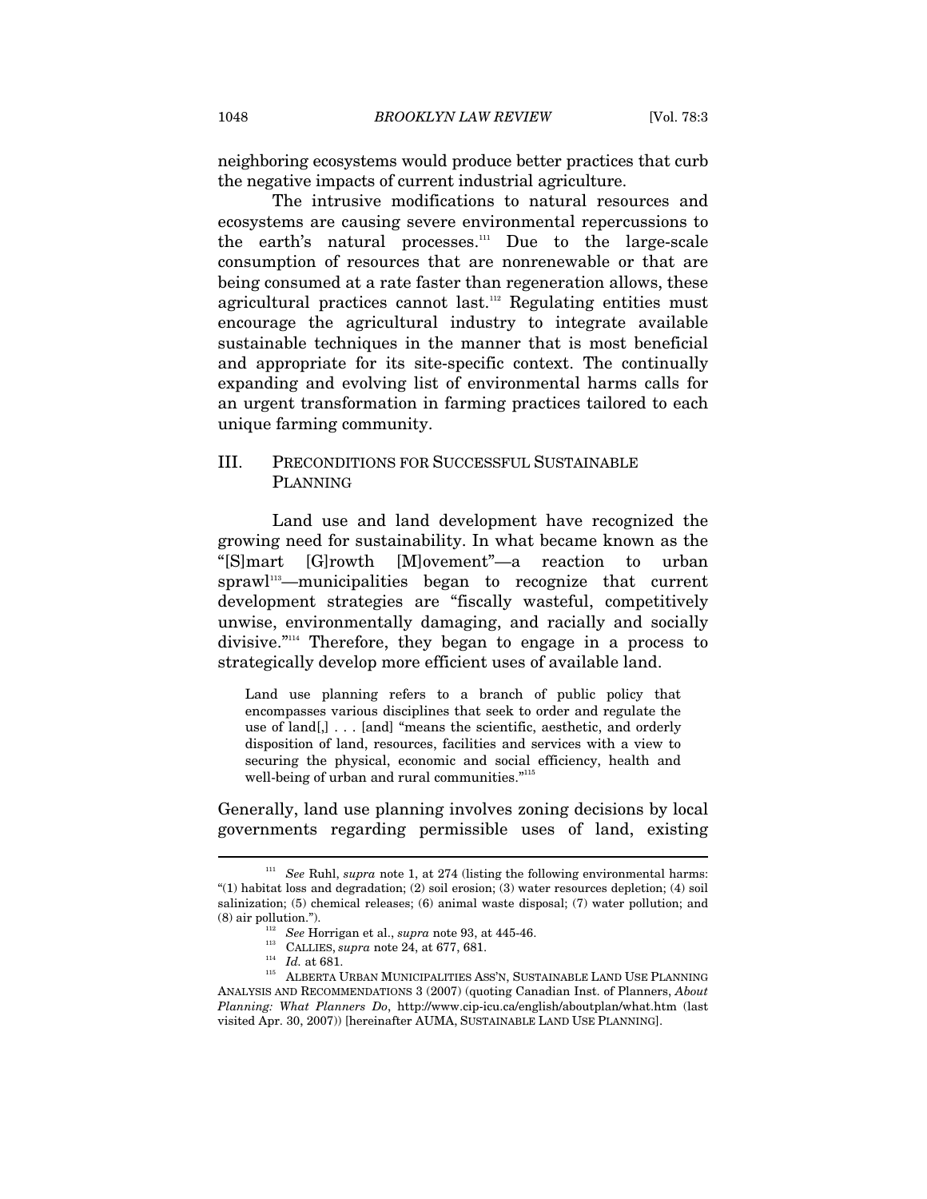neighboring ecosystems would produce better practices that curb the negative impacts of current industrial agriculture.

The intrusive modifications to natural resources and ecosystems are causing severe environmental repercussions to the earth's natural processes.[111] Due to the large-scale consumption of resources that are nonrenewable or that are being consumed at a rate faster than regeneration allows, these agricultural practices cannot last.[112] Regulating entities must encourage the agricultural industry to integrate available sustainable techniques in the manner that is most beneficial and appropriate for its site-specific context. The continually expanding and evolving list of environmental harms calls for an urgent transformation in farming practices tailored to each unique farming community.

## III. PRECONDITIONS FOR SUCCESSFUL SUSTAINABLE PLANNING

Land use and land development have recognized the growing need for sustainability. In what became known as the "[S]mart [G]rowth [M]ovement"—a reaction to urban sprawl[113]—municipalities began to recognize that current development strategies are "fiscally wasteful, competitively unwise, environmentally damaging, and racially and socially divisive."[114] Therefore, they began to engage in a process to strategically develop more efficient uses of available land.

> Land use planning refers to a branch of public policy that encompasses various disciplines that seek to order and regulate the use of land[,] . . . [and] "means the scientific, aesthetic, and orderly disposition of land, resources, facilities and services with a view to securing the physical, economic and social efficiency, health and well-being of urban and rural communities."[115]

Generally, land use planning involves zoning decisions by local governments regarding permissible uses of land, existing

---

[111] *See* Ruhl, *supra* note 1, at 274 (listing the following environmental harms: "(1) habitat loss and degradation; (2) soil erosion; (3) water resources depletion; (4) soil salinization; (5) chemical releases; (6) animal waste disposal; (7) water pollution; and (8) air pollution.").

[112] *See* Horrigan et al., *supra* note 93, at 445-46.

[113] CALLIES, *supra* note 24, at 677, 681.

[114] *Id.* at 681.

[115] ALBERTA URBAN MUNICIPALITIES ASS'N, SUSTAINABLE LAND USE PLANNING ANALYSIS AND RECOMMENDATIONS 3 (2007) (quoting Canadian Inst. of Planners, *About Planning: What Planners Do*, http://www.cip-icu.ca/english/aboutplan/what.htm (last visited Apr. 30, 2007)) [hereinafter AUMA, SUSTAINABLE LAND USE PLANNING].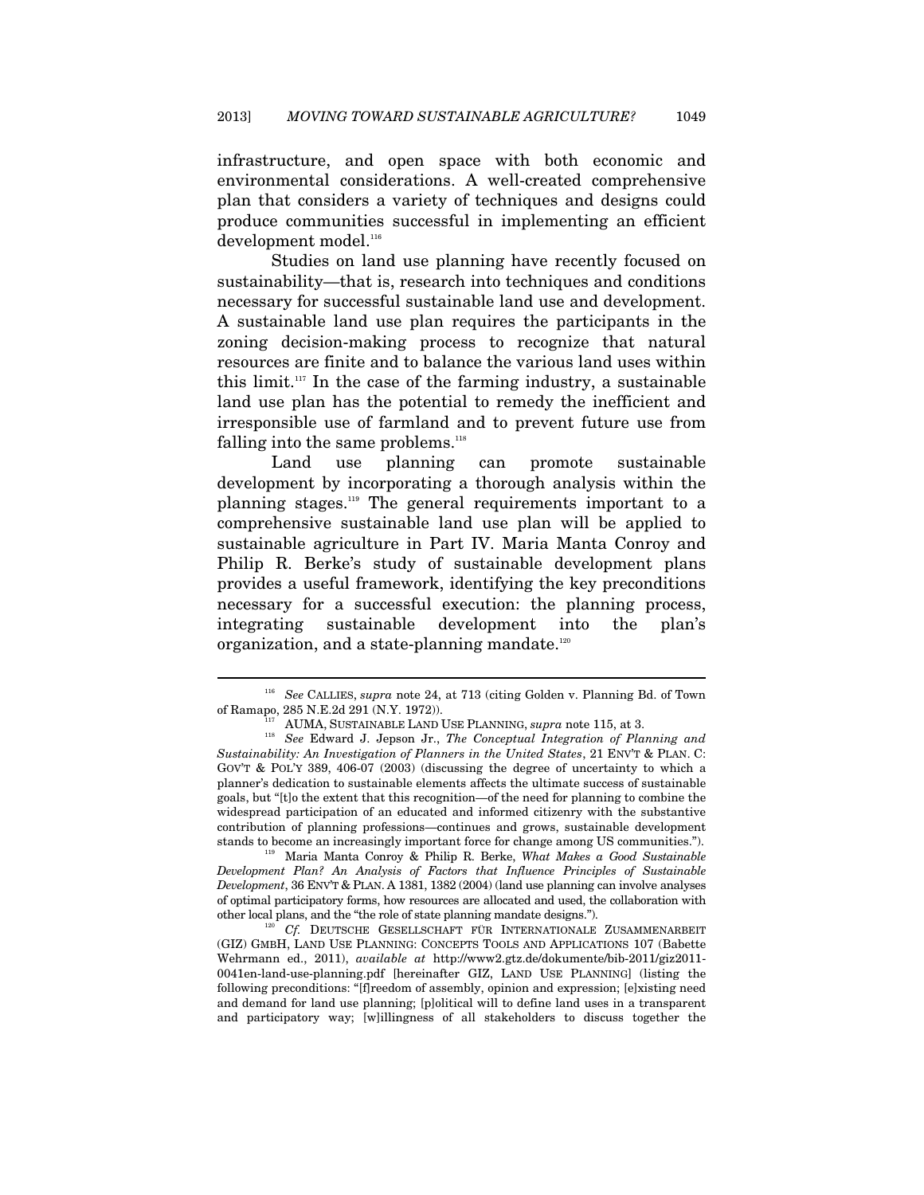infrastructure, and open space with both economic and environmental considerations. A well-created comprehensive plan that considers a variety of techniques and designs could produce communities successful in implementing an efficient development model.[116]

Studies on land use planning have recently focused on sustainability—that is, research into techniques and conditions necessary for successful sustainable land use and development. A sustainable land use plan requires the participants in the zoning decision-making process to recognize that natural resources are finite and to balance the various land uses within this limit.[117] In the case of the farming industry, a sustainable land use plan has the potential to remedy the inefficient and irresponsible use of farmland and to prevent future use from falling into the same problems.[118]

Land use planning can promote sustainable development by incorporating a thorough analysis within the planning stages.[119] The general requirements important to a comprehensive sustainable land use plan will be applied to sustainable agriculture in Part IV. Maria Manta Conroy and Philip R. Berke's study of sustainable development plans provides a useful framework, identifying the key preconditions necessary for a successful execution: the planning process, integrating sustainable development into the plan's organization, and a state-planning mandate.[120]

---

[116] *See* CALLIES, *supra* note 24, at 713 (citing Golden v. Planning Bd. of Town of Ramapo, 285 N.E.2d 291 (N.Y. 1972)).

[117] AUMA, SUSTAINABLE LAND USE PLANNING, *supra* note 115, at 3.

[118] *See* Edward J. Jepson Jr., *The Conceptual Integration of Planning and Sustainability: An Investigation of Planners in the United States*, 21 ENV'T & PLAN. C: GOV'T & POL'Y 389, 406-07 (2003) (discussing the degree of uncertainty to which a planner's dedication to sustainable elements affects the ultimate success of sustainable goals, but "[t]o the extent that this recognition—of the need for planning to combine the widespread participation of an educated and informed citizenry with the substantive contribution of planning professions—continues and grows, sustainable development stands to become an increasingly important force for change among US communities.").

[119] Maria Manta Conroy & Philip R. Berke, *What Makes a Good Sustainable Development Plan? An Analysis of Factors that Influence Principles of Sustainable Development*, 36 ENV'T & PLAN. A 1381, 1382 (2004) (land use planning can involve analyses of optimal participatory forms, how resources are allocated and used, the collaboration with other local plans, and the "the role of state planning mandate designs.").

[120] *Cf.* DEUTSCHE GESELLSCHAFT FÜR INTERNATIONALE ZUSAMMENARBEIT (GIZ) GMBH, LAND USE PLANNING: CONCEPTS TOOLS AND APPLICATIONS 107 (Babette Wehrmann ed., 2011), *available at* http://www2.gtz.de/dokumente/bib-2011/giz2011-0041en-land-use-planning.pdf [hereinafter GIZ, LAND USE PLANNING] (listing the following preconditions: "[f]reedom of assembly, opinion and expression; [e]xisting need and demand for land use planning; [p]olitical will to define land uses in a transparent and participatory way; [w]illingness of all stakeholders to discuss together the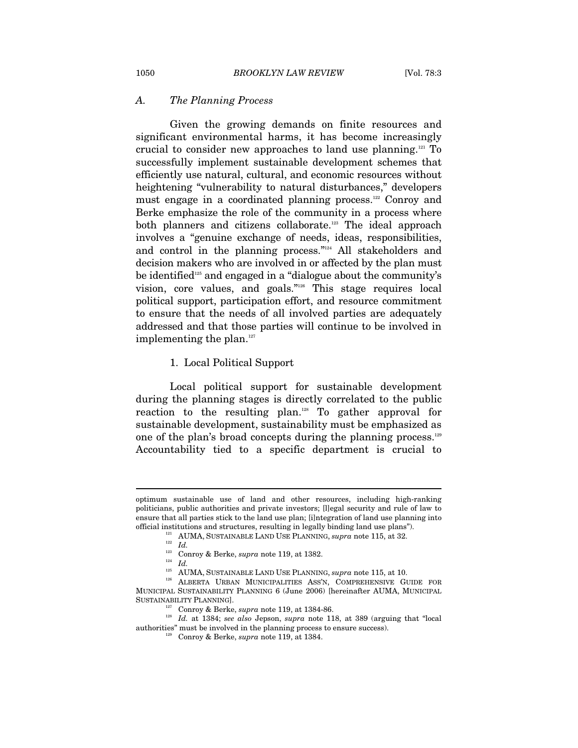### A. The Planning Process

Given the growing demands on finite resources and significant environmental harms, it has become increasingly crucial to consider new approaches to land use planning.[121] To successfully implement sustainable development schemes that efficiently use natural, cultural, and economic resources without heightening "vulnerability to natural disturbances," developers must engage in a coordinated planning process.[122] Conroy and Berke emphasize the role of the community in a process where both planners and citizens collaborate.[123] The ideal approach involves a "genuine exchange of needs, ideas, responsibilities, and control in the planning process."[124] All stakeholders and decision makers who are involved in or affected by the plan must be identified[125] and engaged in a "dialogue about the community's vision, core values, and goals."[126] This stage requires local political support, participation effort, and resource commitment to ensure that the needs of all involved parties are adequately addressed and that those parties will continue to be involved in implementing the plan.[127]

#### 1. Local Political Support

Local political support for sustainable development during the planning stages is directly correlated to the public reaction to the resulting plan.[128] To gather approval for sustainable development, sustainability must be emphasized as one of the plan's broad concepts during the planning process.[129] Accountability tied to a specific department is crucial to

---

optimum sustainable use of land and other resources, including high-ranking politicians, public authorities and private investors; [l]egal security and rule of law to ensure that all parties stick to the land use plan; [i]ntegration of land use planning into official institutions and structures, resulting in legally binding land use plans").

[121] AUMA, SUSTAINABLE LAND USE PLANNING, *supra* note 115, at 32.

[122] *Id.*

[123] Conroy & Berke, *supra* note 119, at 1382.

[124] *Id.*

[125] AUMA, SUSTAINABLE LAND USE PLANNING, *supra* note 115, at 10.

[126] ALBERTA URBAN MUNICIPALITIES ASS'N, COMPREHENSIVE GUIDE FOR MUNICIPAL SUSTAINABILITY PLANNING 6 (June 2006) [hereinafter AUMA, MUNICIPAL SUSTAINABILITY PLANNING].

[127] Conroy & Berke, *supra* note 119, at 1384-86.

[128] *Id.* at 1384; *see also* Jepson, *supra* note 118, at 389 (arguing that "local authorities" must be involved in the planning process to ensure success).

[129] Conroy & Berke, *supra* note 119, at 1384.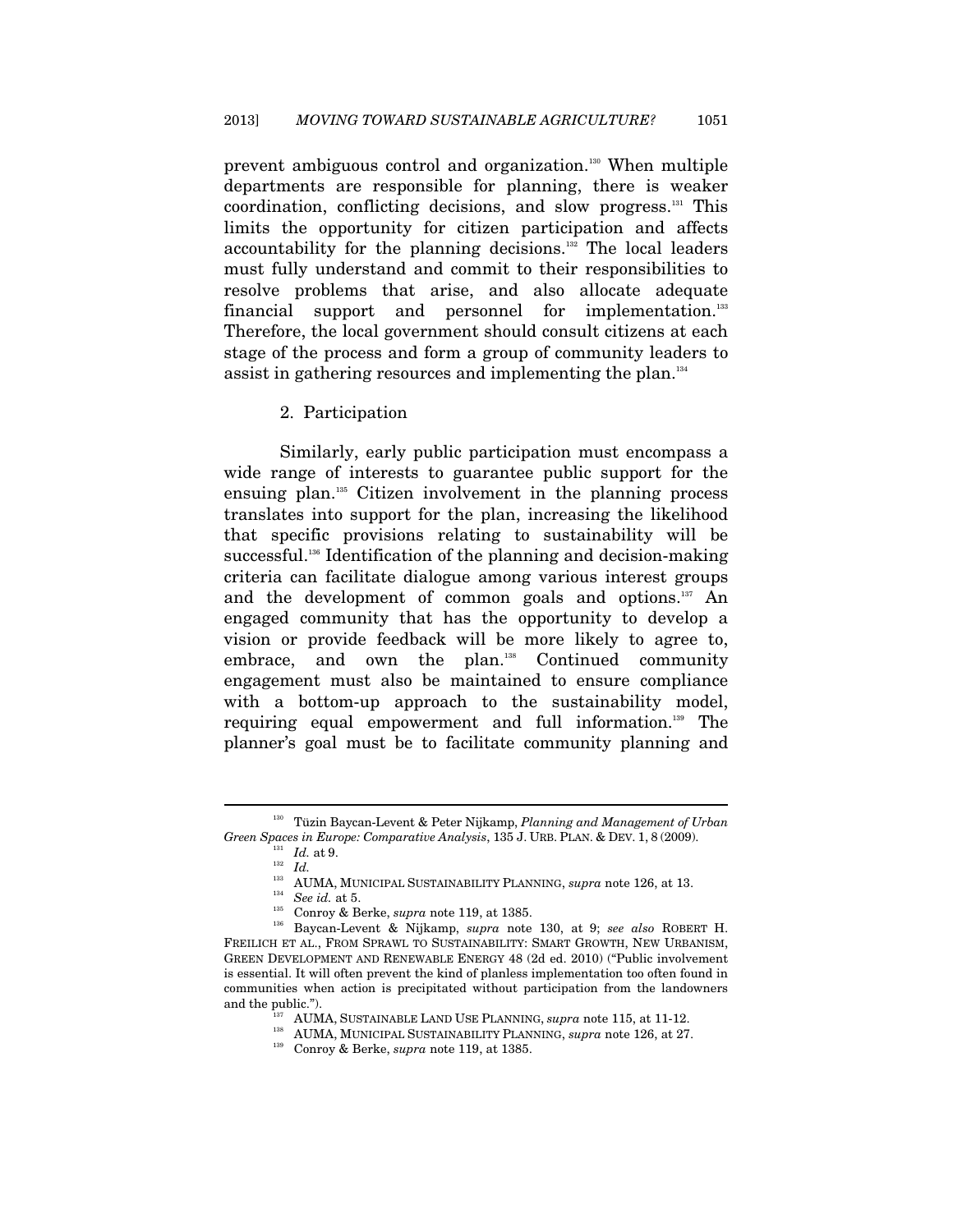prevent ambiguous control and organization.[130] When multiple departments are responsible for planning, there is weaker coordination, conflicting decisions, and slow progress.[131] This limits the opportunity for citizen participation and affects accountability for the planning decisions.[132] The local leaders must fully understand and commit to their responsibilities to resolve problems that arise, and also allocate adequate financial support and personnel for implementation.[133] Therefore, the local government should consult citizens at each stage of the process and form a group of community leaders to assist in gathering resources and implementing the plan.[134]

### 2. Participation

Similarly, early public participation must encompass a wide range of interests to guarantee public support for the ensuing plan.[135] Citizen involvement in the planning process translates into support for the plan, increasing the likelihood that specific provisions relating to sustainability will be successful.[136] Identification of the planning and decision-making criteria can facilitate dialogue among various interest groups and the development of common goals and options.[137] An engaged community that has the opportunity to develop a vision or provide feedback will be more likely to agree to, embrace, and own the plan.[138] Continued community engagement must also be maintained to ensure compliance with a bottom-up approach to the sustainability model, requiring equal empowerment and full information.[139] The planner's goal must be to facilitate community planning and

---

[130] Tüzin Baycan-Levent & Peter Nijkamp, *Planning and Management of Urban Green Spaces in Europe: Comparative Analysis*, 135 J. URB. PLAN. & DEV. 1, 8 (2009).

[131] *Id.* at 9.

[132] *Id.*

[133] AUMA, MUNICIPAL SUSTAINABILITY PLANNING, *supra* note 126, at 13.

[134] *See id.* at 5.

[135] Conroy & Berke, *supra* note 119, at 1385.

[136] Baycan-Levent & Nijkamp, *supra* note 130, at 9; *see also* ROBERT H. FREILICH ET AL., FROM SPRAWL TO SUSTAINABILITY: SMART GROWTH, NEW URBANISM, GREEN DEVELOPMENT AND RENEWABLE ENERGY 48 (2d ed. 2010) ("Public involvement is essential. It will often prevent the kind of planless implementation too often found in communities when action is precipitated without participation from the landowners and the public.").

[137] AUMA, SUSTAINABLE LAND USE PLANNING, *supra* note 115, at 11-12.

[138] AUMA, MUNICIPAL SUSTAINABILITY PLANNING, *supra* note 126, at 27.

[139] Conroy & Berke, *supra* note 119, at 1385.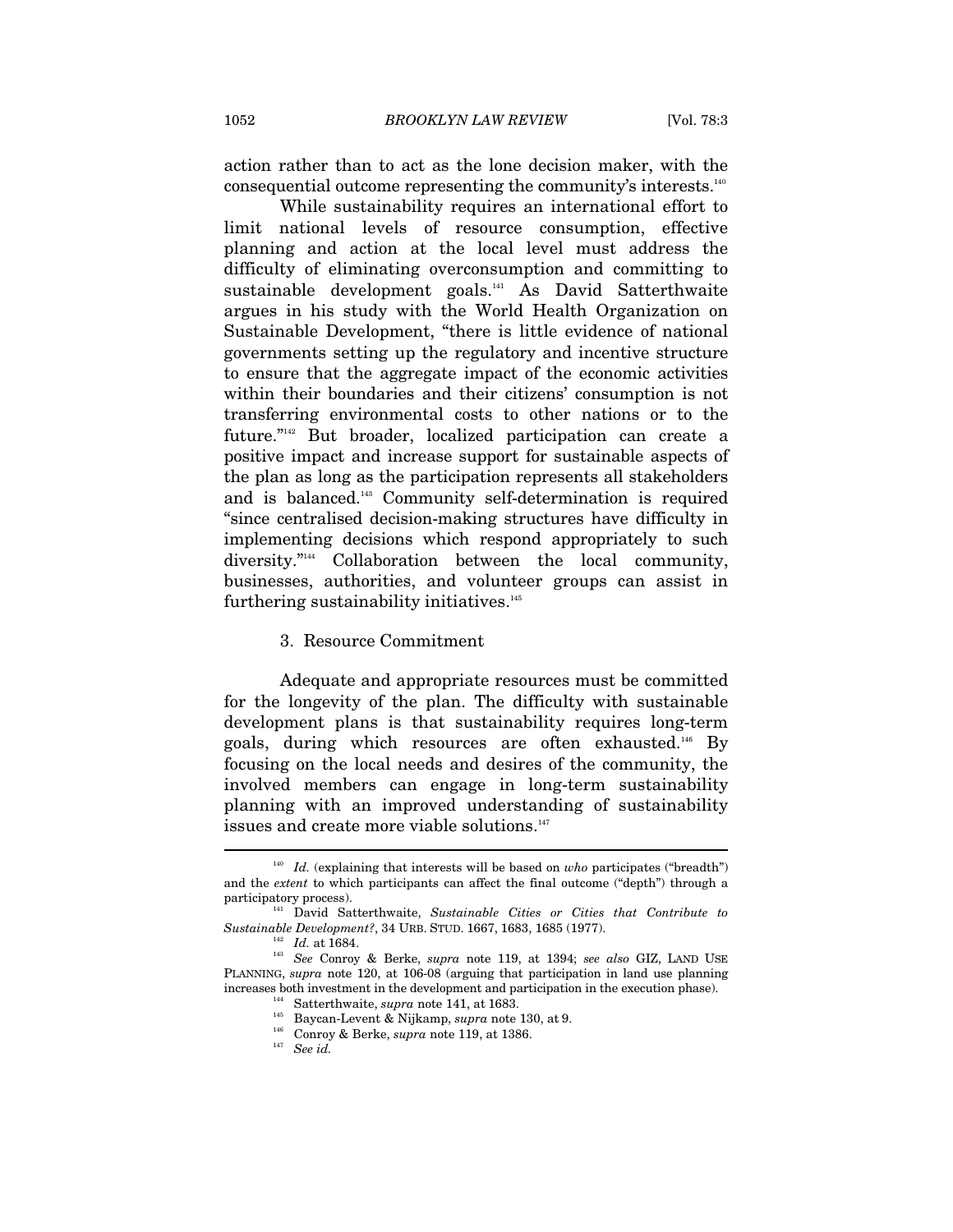action rather than to act as the lone decision maker, with the consequential outcome representing the community's interests.[140]

While sustainability requires an international effort to limit national levels of resource consumption, effective planning and action at the local level must address the difficulty of eliminating overconsumption and committing to sustainable development goals.[141] As David Satterthwaite argues in his study with the World Health Organization on Sustainable Development, "there is little evidence of national governments setting up the regulatory and incentive structure to ensure that the aggregate impact of the economic activities within their boundaries and their citizens' consumption is not transferring environmental costs to other nations or to the future."[142] But broader, localized participation can create a positive impact and increase support for sustainable aspects of the plan as long as the participation represents all stakeholders and is balanced.[143] Community self-determination is required "since centralised decision-making structures have difficulty in implementing decisions which respond appropriately to such diversity."[144] Collaboration between the local community, businesses, authorities, and volunteer groups can assist in furthering sustainability initiatives.[145]

### 3. Resource Commitment

Adequate and appropriate resources must be committed for the longevity of the plan. The difficulty with sustainable development plans is that sustainability requires long-term goals, during which resources are often exhausted.[146] By focusing on the local needs and desires of the community, the involved members can engage in long-term sustainability planning with an improved understanding of sustainability issues and create more viable solutions.[147]

---

[140] *Id.* (explaining that interests will be based on *who* participates ("breadth") and the *extent* to which participants can affect the final outcome ("depth") through a participatory process).

[141] David Satterthwaite, *Sustainable Cities or Cities that Contribute to Sustainable Development?*, 34 URB. STUD. 1667, 1683, 1685 (1977).

[142] *Id.* at 1684.

[143] *See* Conroy & Berke, *supra* note 119, at 1394; *see also* GIZ, LAND USE PLANNING, *supra* note 120, at 106-08 (arguing that participation in land use planning increases both investment in the development and participation in the execution phase).

[144] Satterthwaite, *supra* note 141, at 1683.

[145] Baycan-Levent & Nijkamp, *supra* note 130, at 9.

[146] Conroy & Berke, *supra* note 119, at 1386.

[147] *See id.*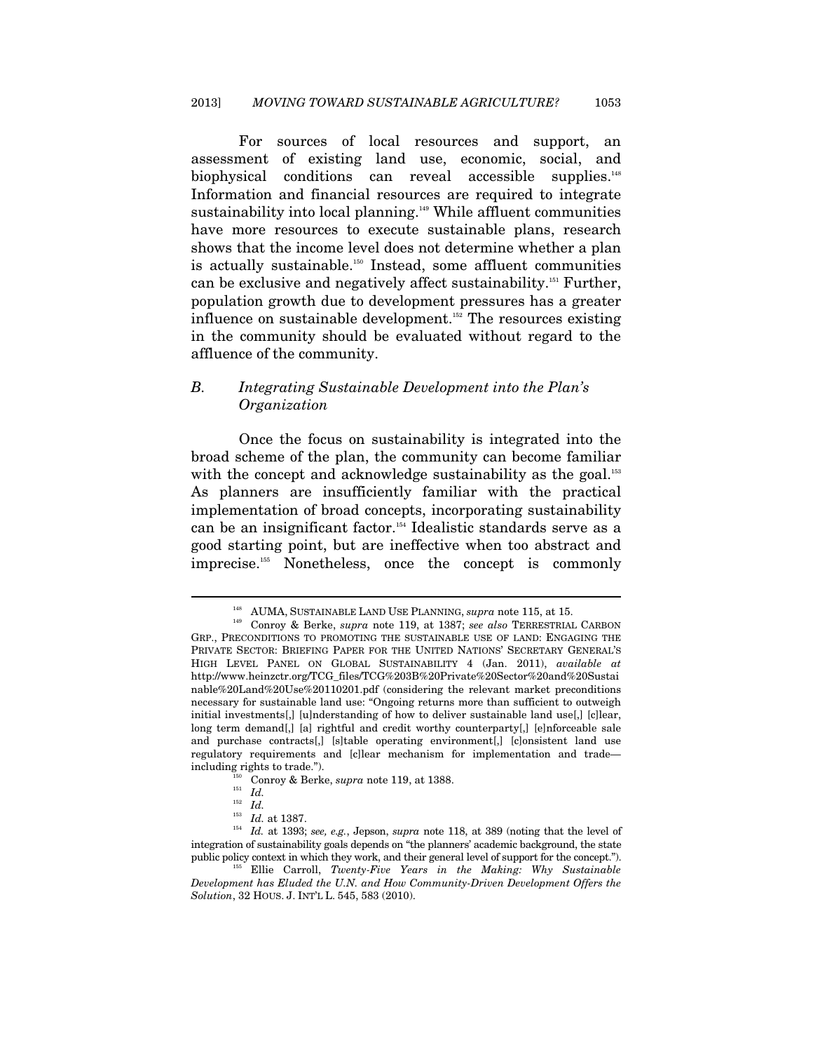For sources of local resources and support, an assessment of existing land use, economic, social, and biophysical conditions can reveal accessible supplies.[148] Information and financial resources are required to integrate sustainability into local planning.[149] While affluent communities have more resources to execute sustainable plans, research shows that the income level does not determine whether a plan is actually sustainable.[150] Instead, some affluent communities can be exclusive and negatively affect sustainability.[151] Further, population growth due to development pressures has a greater influence on sustainable development.[152] The resources existing in the community should be evaluated without regard to the affluence of the community.

## *B. Integrating Sustainable Development into the Plan's Organization*

Once the focus on sustainability is integrated into the broad scheme of the plan, the community can become familiar with the concept and acknowledge sustainability as the goal.[153] As planners are insufficiently familiar with the practical implementation of broad concepts, incorporating sustainability can be an insignificant factor.[154] Idealistic standards serve as a good starting point, but are ineffective when too abstract and imprecise.[155] Nonetheless, once the concept is commonly

---

[148] AUMA, SUSTAINABLE LAND USE PLANNING, *supra* note 115, at 15.

[149] Conroy & Berke, *supra* note 119, at 1387; *see also* TERRESTRIAL CARBON GRP., PRECONDITIONS TO PROMOTING THE SUSTAINABLE USE OF LAND: ENGAGING THE PRIVATE SECTOR: BRIEFING PAPER FOR THE UNITED NATIONS' SECRETARY GENERAL'S HIGH LEVEL PANEL ON GLOBAL SUSTAINABILITY 4 (Jan. 2011), *available at* http://www.heinzctr.org/TCG_files/TCG%203B%20Private%20Sector%20and%20Sustainable%20Land%20Use%20110201.pdf (considering the relevant market preconditions necessary for sustainable land use: "Ongoing returns more than sufficient to outweigh initial investments[,] [u]nderstanding of how to deliver sustainable land use[,] [c]lear, long term demand[,] [a] rightful and credit worthy counterparty[,] [e]nforceable sale and purchase contracts[,] [s]table operating environment[,] [c]onsistent land use regulatory requirements and [c]lear mechanism for implementation and trade—including rights to trade.").

[150] Conroy & Berke, *supra* note 119, at 1388.

[151] *Id.*

[152] *Id.*

[153] *Id.* at 1387.

[154] *Id.* at 1393; *see, e.g.*, Jepson, *supra* note 118, at 389 (noting that the level of integration of sustainability goals depends on "the planners' academic background, the state public policy context in which they work, and their general level of support for the concept.").

[155] Ellie Carroll, *Twenty-Five Years in the Making: Why Sustainable Development has Eluded the U.N. and How Community-Driven Development Offers the Solution*, 32 HOUS. J. INT'L L. 545, 583 (2010).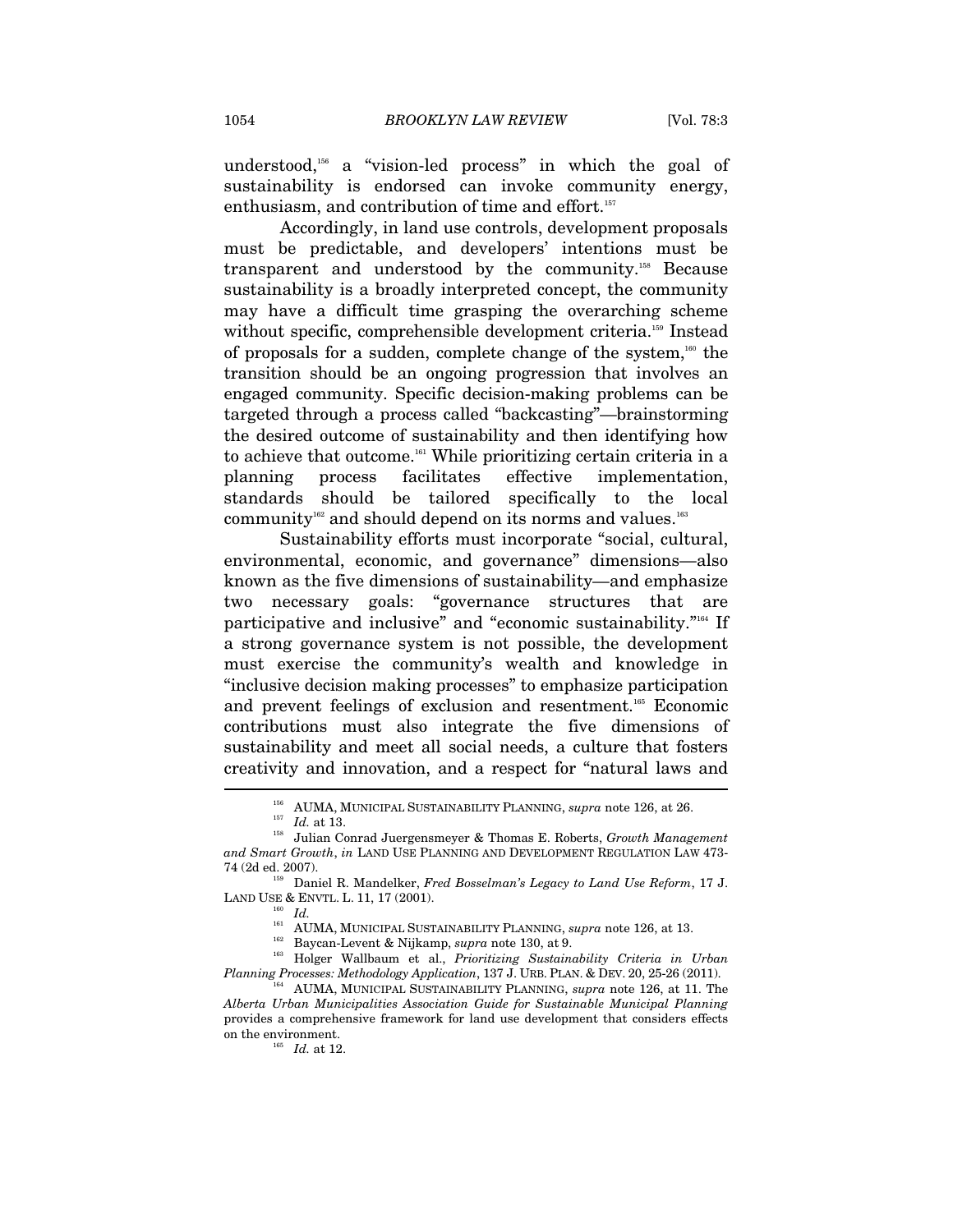understood,[156] a "vision-led process" in which the goal of sustainability is endorsed can invoke community energy, enthusiasm, and contribution of time and effort.[157]

Accordingly, in land use controls, development proposals must be predictable, and developers' intentions must be transparent and understood by the community.[158] Because sustainability is a broadly interpreted concept, the community may have a difficult time grasping the overarching scheme without specific, comprehensible development criteria.[159] Instead of proposals for a sudden, complete change of the system,[160] the transition should be an ongoing progression that involves an engaged community. Specific decision-making problems can be targeted through a process called "backcasting"—brainstorming the desired outcome of sustainability and then identifying how to achieve that outcome.[161] While prioritizing certain criteria in a planning process facilitates effective implementation, standards should be tailored specifically to the local community[162] and should depend on its norms and values.[163]

Sustainability efforts must incorporate "social, cultural, environmental, economic, and governance" dimensions—also known as the five dimensions of sustainability—and emphasize two necessary goals: "governance structures that are participative and inclusive" and "economic sustainability."[164] If a strong governance system is not possible, the development must exercise the community's wealth and knowledge in "inclusive decision making processes" to emphasize participation and prevent feelings of exclusion and resentment.[165] Economic contributions must also integrate the five dimensions of sustainability and meet all social needs, a culture that fosters creativity and innovation, and a respect for "natural laws and

---

[156] AUMA, MUNICIPAL SUSTAINABILITY PLANNING, *supra* note 126, at 26.

[157] *Id.* at 13.

[158] Julian Conrad Juergensmeyer & Thomas E. Roberts, *Growth Management and Smart Growth*, *in* LAND USE PLANNING AND DEVELOPMENT REGULATION LAW 473-74 (2d ed. 2007).

[159] Daniel R. Mandelker, *Fred Bosselman's Legacy to Land Use Reform*, 17 J. LAND USE & ENVTL. L. 11, 17 (2001).

[160] *Id.*

[161] AUMA, MUNICIPAL SUSTAINABILITY PLANNING, *supra* note 126, at 13.

[162] Baycan-Levent & Nijkamp, *supra* note 130, at 9.

[163] Holger Wallbaum et al., *Prioritizing Sustainability Criteria in Urban Planning Processes: Methodology Application*, 137 J. URB. PLAN. & DEV. 20, 25-26 (2011).

[164] AUMA, MUNICIPAL SUSTAINABILITY PLANNING, *supra* note 126, at 11. The *Alberta Urban Municipalities Association Guide for Sustainable Municipal Planning* provides a comprehensive framework for land use development that considers effects on the environment.

[165] *Id.* at 12.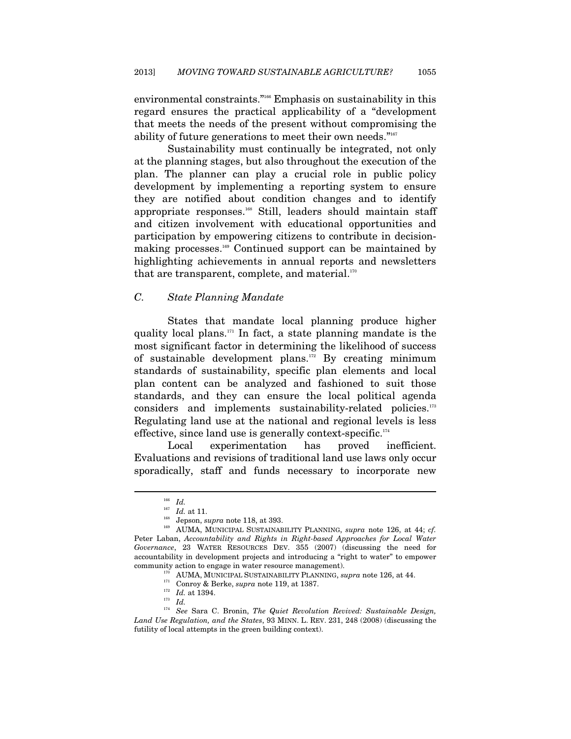environmental constraints."[166] Emphasis on sustainability in this regard ensures the practical applicability of a "development that meets the needs of the present without compromising the ability of future generations to meet their own needs."[167]

Sustainability must continually be integrated, not only at the planning stages, but also throughout the execution of the plan. The planner can play a crucial role in public policy development by implementing a reporting system to ensure they are notified about condition changes and to identify appropriate responses.[168] Still, leaders should maintain staff and citizen involvement with educational opportunities and participation by empowering citizens to contribute in decision-making processes.[169] Continued support can be maintained by highlighting achievements in annual reports and newsletters that are transparent, complete, and material.[170]

### *C. State Planning Mandate*

States that mandate local planning produce higher quality local plans.[171] In fact, a state planning mandate is the most significant factor in determining the likelihood of success of sustainable development plans.[172] By creating minimum standards of sustainability, specific plan elements and local plan content can be analyzed and fashioned to suit those standards, and they can ensure the local political agenda considers and implements sustainability-related policies.[173] Regulating land use at the national and regional levels is less effective, since land use is generally context-specific.[174]

Local experimentation has proved inefficient. Evaluations and revisions of traditional land use laws only occur sporadically, staff and funds necessary to incorporate new

---

[166] *Id.*

[167] *Id.* at 11.

[168] Jepson, *supra* note 118, at 393.

[169] AUMA, MUNICIPAL SUSTAINABILITY PLANNING, *supra* note 126, at 44; *cf.* Peter Laban, *Accountability and Rights in Right-based Approaches for Local Water Governance*, 23 WATER RESOURCES DEV. 355 (2007) (discussing the need for accountability in development projects and introducing a "right to water" to empower community action to engage in water resource management).

[170] AUMA, MUNICIPAL SUSTAINABILITY PLANNING, *supra* note 126, at 44.

[171] Conroy & Berke, *supra* note 119, at 1387.

[172] *Id.* at 1394.

[173] *Id.*

[174] *See* Sara C. Bronin, *The Quiet Revolution Revived: Sustainable Design, Land Use Regulation, and the States*, 93 MINN. L. REV. 231, 248 (2008) (discussing the futility of local attempts in the green building context).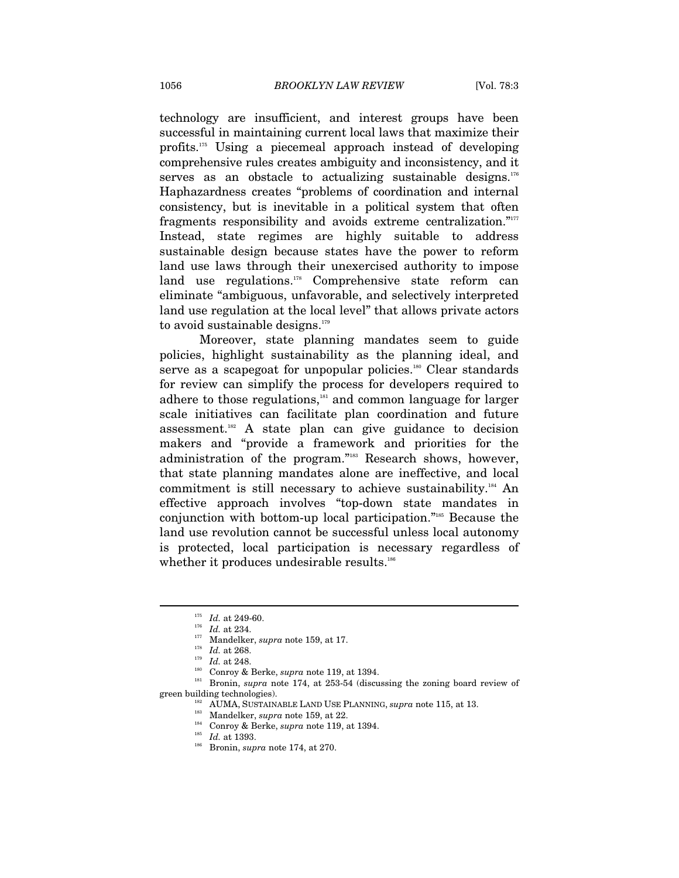technology are insufficient, and interest groups have been successful in maintaining current local laws that maximize their profits.[175] Using a piecemeal approach instead of developing comprehensive rules creates ambiguity and inconsistency, and it serves as an obstacle to actualizing sustainable designs.[176] Haphazardness creates "problems of coordination and internal consistency, but is inevitable in a political system that often fragments responsibility and avoids extreme centralization."[177] Instead, state regimes are highly suitable to address sustainable design because states have the power to reform land use laws through their unexercised authority to impose land use regulations.[178] Comprehensive state reform can eliminate "ambiguous, unfavorable, and selectively interpreted land use regulation at the local level" that allows private actors to avoid sustainable designs.[179]

Moreover, state planning mandates seem to guide policies, highlight sustainability as the planning ideal, and serve as a scapegoat for unpopular policies.[180] Clear standards for review can simplify the process for developers required to adhere to those regulations,[181] and common language for larger scale initiatives can facilitate plan coordination and future assessment.[182] A state plan can give guidance to decision makers and "provide a framework and priorities for the administration of the program."[183] Research shows, however, that state planning mandates alone are ineffective, and local commitment is still necessary to achieve sustainability.[184] An effective approach involves "top-down state mandates in conjunction with bottom-up local participation."[185] Because the land use revolution cannot be successful unless local autonomy is protected, local participation is necessary regardless of whether it produces undesirable results.[186]

---

[175] *Id.* at 249-60.

[176] *Id.* at 234.

[177] Mandelker, *supra* note 159, at 17.

[178] *Id.* at 268.

[179] *Id.* at 248.

[180] Conroy & Berke, *supra* note 119, at 1394.

[181] Bronin, *supra* note 174, at 253-54 (discussing the zoning board review of green building technologies).

[182] AUMA, SUSTAINABLE LAND USE PLANNING, *supra* note 115, at 13.

[183] Mandelker, *supra* note 159, at 22.

[184] Conroy & Berke, *supra* note 119, at 1394.

[185] *Id.* at 1393.

[186] Bronin, *supra* note 174, at 270.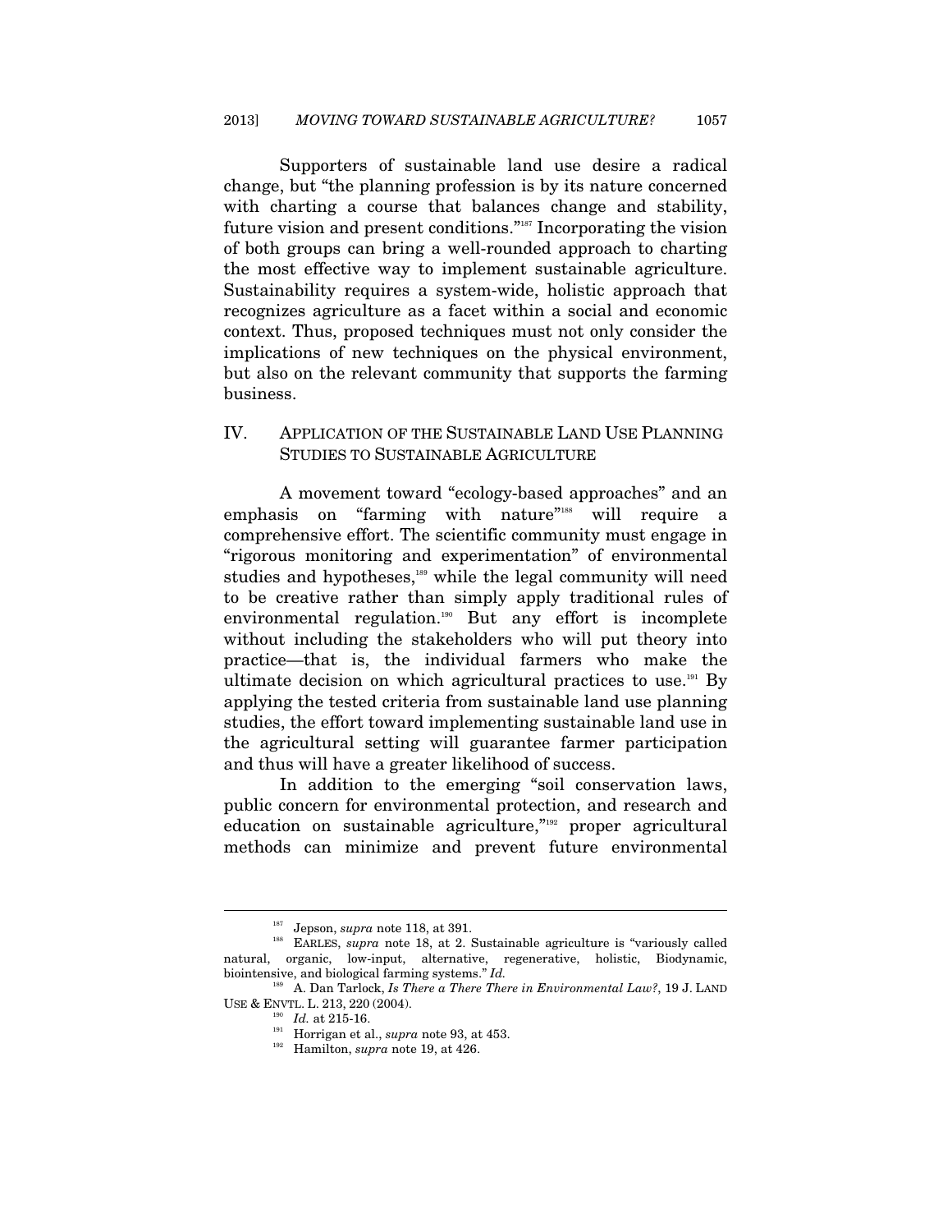Supporters of sustainable land use desire a radical change, but "the planning profession is by its nature concerned with charting a course that balances change and stability, future vision and present conditions."[187] Incorporating the vision of both groups can bring a well-rounded approach to charting the most effective way to implement sustainable agriculture. Sustainability requires a system-wide, holistic approach that recognizes agriculture as a facet within a social and economic context. Thus, proposed techniques must not only consider the implications of new techniques on the physical environment, but also on the relevant community that supports the farming business.

## IV. APPLICATION OF THE SUSTAINABLE LAND USE PLANNING STUDIES TO SUSTAINABLE AGRICULTURE

A movement toward "ecology-based approaches" and an emphasis on "farming with nature"[188] will require a comprehensive effort. The scientific community must engage in "rigorous monitoring and experimentation" of environmental studies and hypotheses,[189] while the legal community will need to be creative rather than simply apply traditional rules of environmental regulation.[190] But any effort is incomplete without including the stakeholders who will put theory into practice—that is, the individual farmers who make the ultimate decision on which agricultural practices to use.[191] By applying the tested criteria from sustainable land use planning studies, the effort toward implementing sustainable land use in the agricultural setting will guarantee farmer participation and thus will have a greater likelihood of success.

In addition to the emerging "soil conservation laws, public concern for environmental protection, and research and education on sustainable agriculture,"[192] proper agricultural methods can minimize and prevent future environmental

---

[187] Jepson, *supra* note 118, at 391.

[188] EARLES, *supra* note 18, at 2. Sustainable agriculture is "variously called natural, organic, low-input, alternative, regenerative, holistic, Biodynamic, biointensive, and biological farming systems." *Id.*

[189] A. Dan Tarlock, *Is There a There There in Environmental Law?*, 19 J. LAND USE & ENVTL. L. 213, 220 (2004).

[190] *Id.* at 215-16.

[191] Horrigan et al., *supra* note 93, at 453.

[192] Hamilton, *supra* note 19, at 426.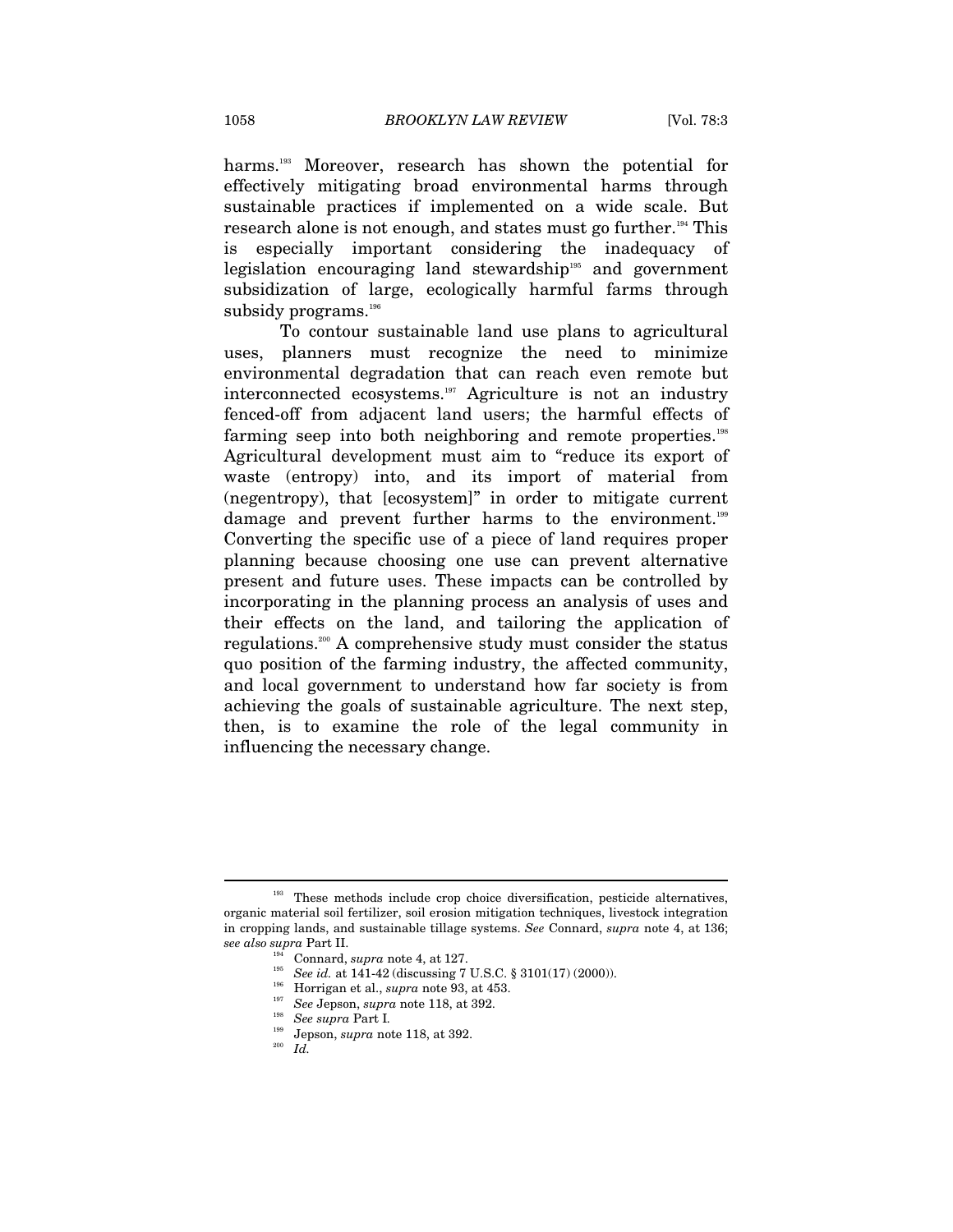harms.[193] Moreover, research has shown the potential for effectively mitigating broad environmental harms through sustainable practices if implemented on a wide scale. But research alone is not enough, and states must go further.[194] This is especially important considering the inadequacy of legislation encouraging land stewardship[195] and government subsidization of large, ecologically harmful farms through subsidy programs.[196]

To contour sustainable land use plans to agricultural uses, planners must recognize the need to minimize environmental degradation that can reach even remote but interconnected ecosystems.[197] Agriculture is not an industry fenced-off from adjacent land users; the harmful effects of farming seep into both neighboring and remote properties.[198] Agricultural development must aim to "reduce its export of waste (entropy) into, and its import of material from (negentropy), that [ecosystem]" in order to mitigate current damage and prevent further harms to the environment.[199] Converting the specific use of a piece of land requires proper planning because choosing one use can prevent alternative present and future uses. These impacts can be controlled by incorporating in the planning process an analysis of uses and their effects on the land, and tailoring the application of regulations.[200] A comprehensive study must consider the status quo position of the farming industry, the affected community, and local government to understand how far society is from achieving the goals of sustainable agriculture. The next step, then, is to examine the role of the legal community in influencing the necessary change.

---

[193] These methods include crop choice diversification, pesticide alternatives, organic material soil fertilizer, soil erosion mitigation techniques, livestock integration in cropping lands, and sustainable tillage systems. *See* Connard, *supra* note 4, at 136; *see also supra* Part II.

[194] Connard, *supra* note 4, at 127.

[195] *See id.* at 141-42 (discussing 7 U.S.C. § 3101(17) (2000)).

[196] Horrigan et al., *supra* note 93, at 453.

[197] *See* Jepson, *supra* note 118, at 392.

[198] *See supra* Part I.

[199] Jepson, *supra* note 118, at 392.

[200] *Id.*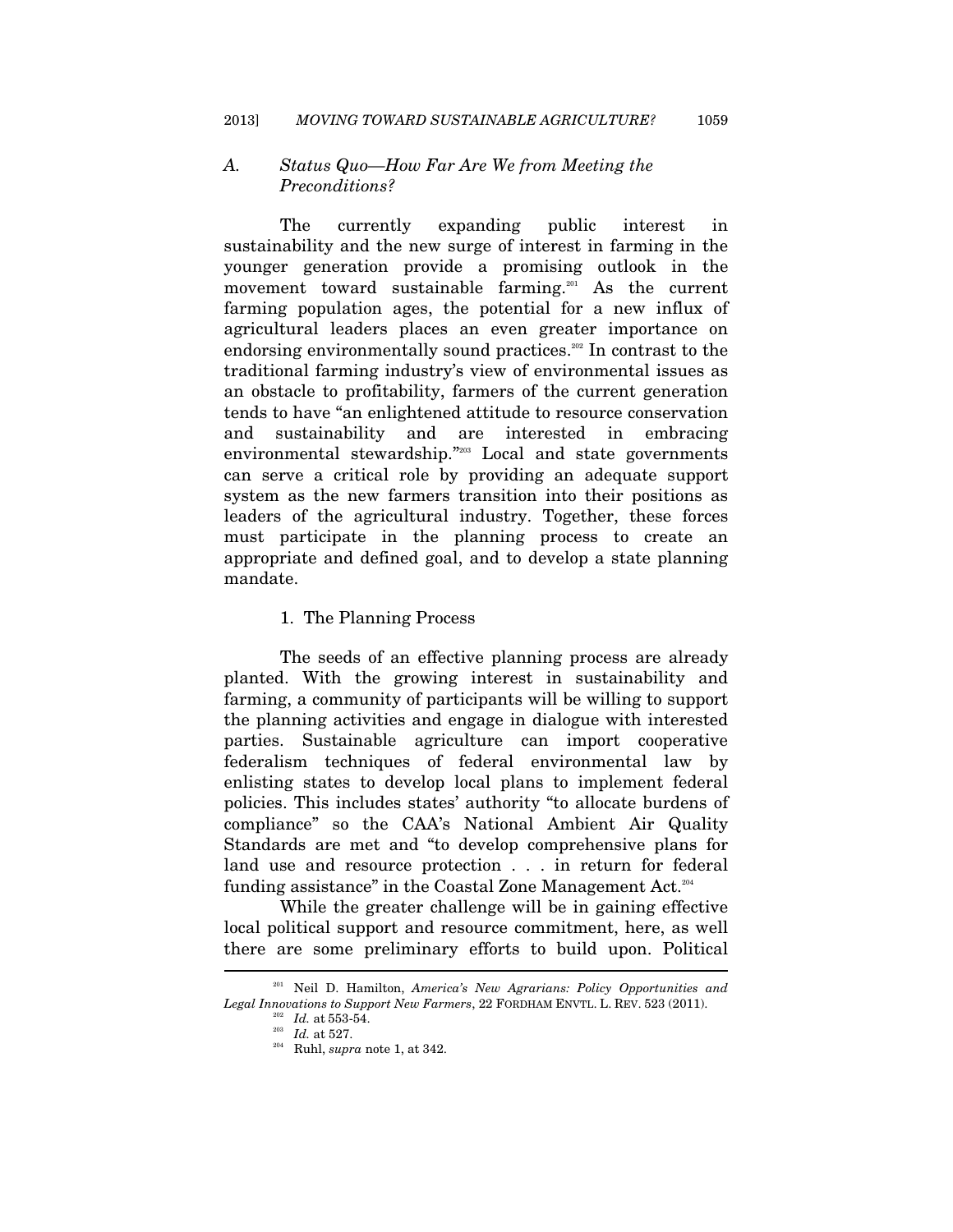### A. *Status Quo—How Far Are We from Meeting the Preconditions?*

The currently expanding public interest in sustainability and the new surge of interest in farming in the younger generation provide a promising outlook in the movement toward sustainable farming.[201] As the current farming population ages, the potential for a new influx of agricultural leaders places an even greater importance on endorsing environmentally sound practices.[202] In contrast to the traditional farming industry's view of environmental issues as an obstacle to profitability, farmers of the current generation tends to have "an enlightened attitude to resource conservation and sustainability and are interested in embracing environmental stewardship."[203] Local and state governments can serve a critical role by providing an adequate support system as the new farmers transition into their positions as leaders of the agricultural industry. Together, these forces must participate in the planning process to create an appropriate and defined goal, and to develop a state planning mandate.

#### 1. The Planning Process

The seeds of an effective planning process are already planted. With the growing interest in sustainability and farming, a community of participants will be willing to support the planning activities and engage in dialogue with interested parties. Sustainable agriculture can import cooperative federalism techniques of federal environmental law by enlisting states to develop local plans to implement federal policies. This includes states' authority "to allocate burdens of compliance" so the CAA's National Ambient Air Quality Standards are met and "to develop comprehensive plans for land use and resource protection . . . in return for federal funding assistance" in the Coastal Zone Management Act.[204]

While the greater challenge will be in gaining effective local political support and resource commitment, here, as well there are some preliminary efforts to build upon. Political

---

[201] Neil D. Hamilton, *America's New Agrarians: Policy Opportunities and Legal Innovations to Support New Farmers*, 22 FORDHAM ENVTL. L. REV. 523 (2011).

[202] *Id.* at 553-54.

[203] *Id.* at 527.

[204] Ruhl, *supra* note 1, at 342.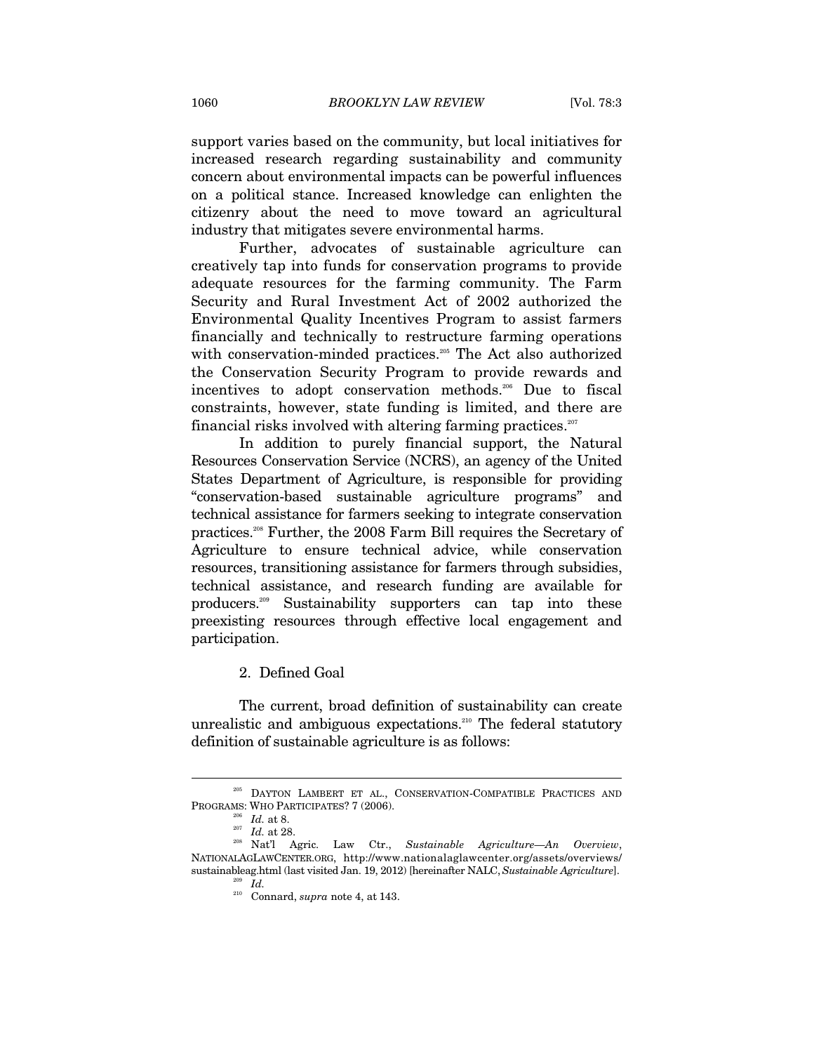support varies based on the community, but local initiatives for increased research regarding sustainability and community concern about environmental impacts can be powerful influences on a political stance. Increased knowledge can enlighten the citizenry about the need to move toward an agricultural industry that mitigates severe environmental harms.

Further, advocates of sustainable agriculture can creatively tap into funds for conservation programs to provide adequate resources for the farming community. The Farm Security and Rural Investment Act of 2002 authorized the Environmental Quality Incentives Program to assist farmers financially and technically to restructure farming operations with conservation-minded practices.[205] The Act also authorized the Conservation Security Program to provide rewards and incentives to adopt conservation methods.[206] Due to fiscal constraints, however, state funding is limited, and there are financial risks involved with altering farming practices.[207]

In addition to purely financial support, the Natural Resources Conservation Service (NCRS), an agency of the United States Department of Agriculture, is responsible for providing "conservation-based sustainable agriculture programs" and technical assistance for farmers seeking to integrate conservation practices.[208] Further, the 2008 Farm Bill requires the Secretary of Agriculture to ensure technical advice, while conservation resources, transitioning assistance for farmers through subsidies, technical assistance, and research funding are available for producers.[209] Sustainability supporters can tap into these preexisting resources through effective local engagement and participation.

### 2. Defined Goal

The current, broad definition of sustainability can create unrealistic and ambiguous expectations.[210] The federal statutory definition of sustainable agriculture is as follows:

---

[205] DAYTON LAMBERT ET AL., CONSERVATION-COMPATIBLE PRACTICES AND PROGRAMS: WHO PARTICIPATES? 7 (2006).

[206] *Id.* at 8.

[207] *Id.* at 28.

[208] Nat'l Agric. Law Ctr., *Sustainable Agriculture—An Overview*, NATIONALAGLAWCENTER.ORG, http://www.nationalaglawcenter.org/assets/overviews/sustainableag.html (last visited Jan. 19, 2012) [hereinafter NALC, *Sustainable Agriculture*].

[209] *Id.*

[210] Connard, *supra* note 4, at 143.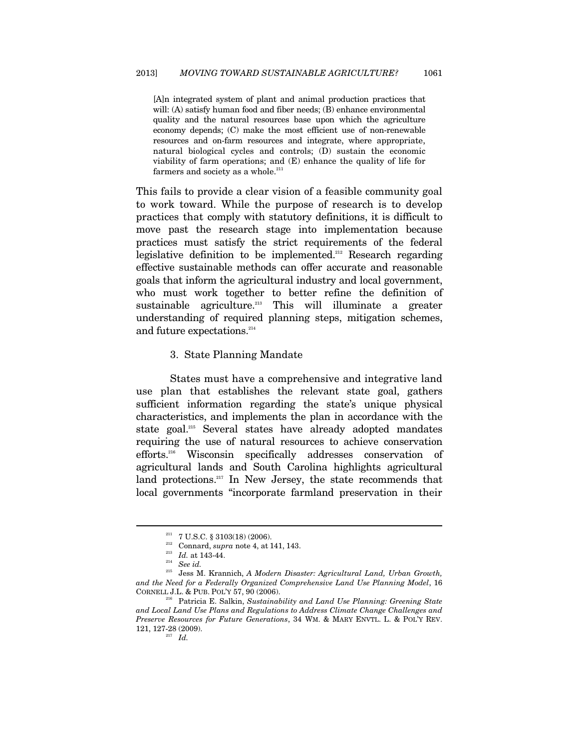> [A]n integrated system of plant and animal production practices that will: (A) satisfy human food and fiber needs; (B) enhance environmental quality and the natural resources base upon which the agriculture economy depends; (C) make the most efficient use of non-renewable resources and on-farm resources and integrate, where appropriate, natural biological cycles and controls; (D) sustain the economic viability of farm operations; and (E) enhance the quality of life for farmers and society as a whole.[211]

This fails to provide a clear vision of a feasible community goal to work toward. While the purpose of research is to develop practices that comply with statutory definitions, it is difficult to move past the research stage into implementation because practices must satisfy the strict requirements of the federal legislative definition to be implemented.[212] Research regarding effective sustainable methods can offer accurate and reasonable goals that inform the agricultural industry and local government, who must work together to better refine the definition of sustainable agriculture.[213] This will illuminate a greater understanding of required planning steps, mitigation schemes, and future expectations.[214]

### 3. State Planning Mandate

States must have a comprehensive and integrative land use plan that establishes the relevant state goal, gathers sufficient information regarding the state's unique physical characteristics, and implements the plan in accordance with the state goal.[215] Several states have already adopted mandates requiring the use of natural resources to achieve conservation efforts.[216] Wisconsin specifically addresses conservation of agricultural lands and South Carolina highlights agricultural land protections.[217] In New Jersey, the state recommends that local governments "incorporate farmland preservation in their

---

[211] 7 U.S.C. § 3103(18) (2006).

[212] Connard, *supra* note 4, at 141, 143.

[213] *Id.* at 143-44.

[214] *See id.*

[215] Jess M. Krannich, *A Modern Disaster: Agricultural Land, Urban Growth, and the Need for a Federally Organized Comprehensive Land Use Planning Model*, 16 CORNELL J.L. & PUB. POL'Y 57, 90 (2006).

[216] Patricia E. Salkin, *Sustainability and Land Use Planning: Greening State and Local Land Use Plans and Regulations to Address Climate Change Challenges and Preserve Resources for Future Generations*, 34 WM. & MARY ENVTL. L. & POL'Y REV. 121, 127-28 (2009).

[217] *Id.*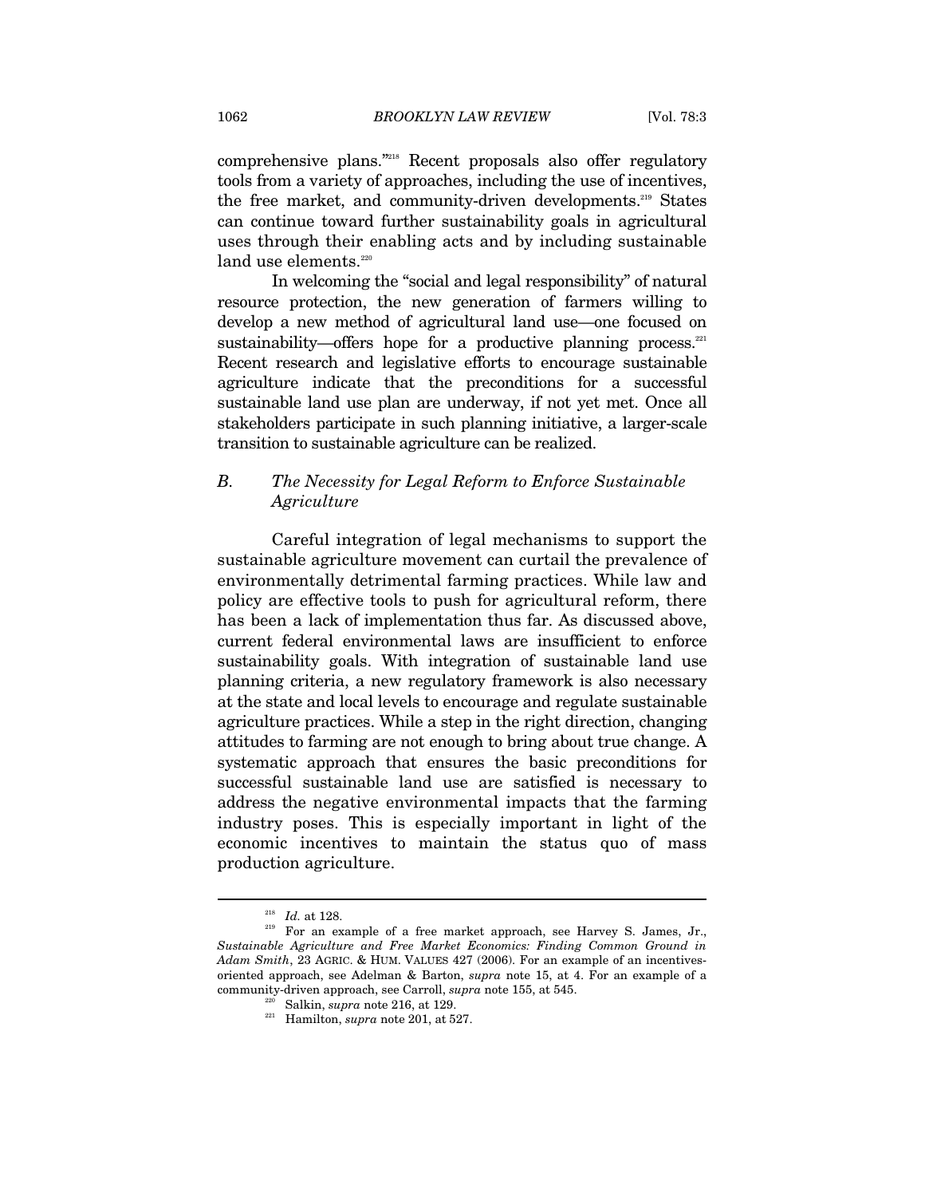comprehensive plans."[218] Recent proposals also offer regulatory tools from a variety of approaches, including the use of incentives, the free market, and community-driven developments.[219] States can continue toward further sustainability goals in agricultural uses through their enabling acts and by including sustainable land use elements.[220]

In welcoming the "social and legal responsibility" of natural resource protection, the new generation of farmers willing to develop a new method of agricultural land use—one focused on sustainability—offers hope for a productive planning process.[221] Recent research and legislative efforts to encourage sustainable agriculture indicate that the preconditions for a successful sustainable land use plan are underway, if not yet met. Once all stakeholders participate in such planning initiative, a larger-scale transition to sustainable agriculture can be realized.

### B. *The Necessity for Legal Reform to Enforce Sustainable Agriculture*

Careful integration of legal mechanisms to support the sustainable agriculture movement can curtail the prevalence of environmentally detrimental farming practices. While law and policy are effective tools to push for agricultural reform, there has been a lack of implementation thus far. As discussed above, current federal environmental laws are insufficient to enforce sustainability goals. With integration of sustainable land use planning criteria, a new regulatory framework is also necessary at the state and local levels to encourage and regulate sustainable agriculture practices. While a step in the right direction, changing attitudes to farming are not enough to bring about true change. A systematic approach that ensures the basic preconditions for successful sustainable land use are satisfied is necessary to address the negative environmental impacts that the farming industry poses. This is especially important in light of the economic incentives to maintain the status quo of mass production agriculture.

---

[218] *Id.* at 128.

[219] For an example of a free market approach, see Harvey S. James, Jr., *Sustainable Agriculture and Free Market Economics: Finding Common Ground in Adam Smith*, 23 AGRIC. & HUM. VALUES 427 (2006). For an example of an incentives-oriented approach, see Adelman & Barton, *supra* note 15, at 4. For an example of a community-driven approach, see Carroll, *supra* note 155, at 545.

[220] Salkin, *supra* note 216, at 129.

[221] Hamilton, *supra* note 201, at 527.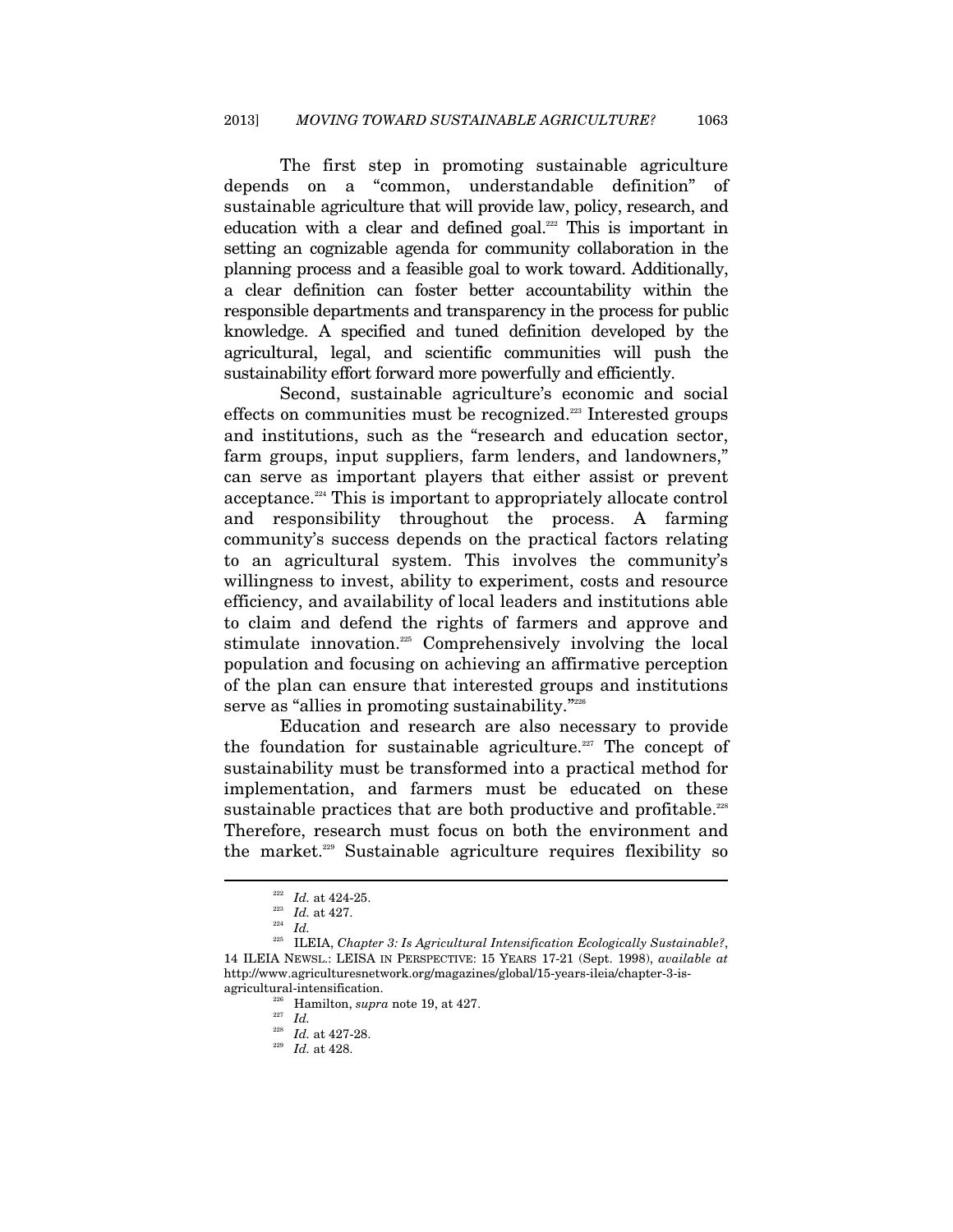The first step in promoting sustainable agriculture depends on a "common, understandable definition" of sustainable agriculture that will provide law, policy, research, and education with a clear and defined goal.[222] This is important in setting an cognizable agenda for community collaboration in the planning process and a feasible goal to work toward. Additionally, a clear definition can foster better accountability within the responsible departments and transparency in the process for public knowledge. A specified and tuned definition developed by the agricultural, legal, and scientific communities will push the sustainability effort forward more powerfully and efficiently.

Second, sustainable agriculture's economic and social effects on communities must be recognized.[223] Interested groups and institutions, such as the "research and education sector, farm groups, input suppliers, farm lenders, and landowners," can serve as important players that either assist or prevent acceptance.[224] This is important to appropriately allocate control and responsibility throughout the process. A farming community's success depends on the practical factors relating to an agricultural system. This involves the community's willingness to invest, ability to experiment, costs and resource efficiency, and availability of local leaders and institutions able to claim and defend the rights of farmers and approve and stimulate innovation.[225] Comprehensively involving the local population and focusing on achieving an affirmative perception of the plan can ensure that interested groups and institutions serve as "allies in promoting sustainability."[226]

Education and research are also necessary to provide the foundation for sustainable agriculture.[227] The concept of sustainability must be transformed into a practical method for implementation, and farmers must be educated on these sustainable practices that are both productive and profitable.[228] Therefore, research must focus on both the environment and the market.[229] Sustainable agriculture requires flexibility so

---

[222] *Id.* at 424-25.

[223] *Id.* at 427.

[224] *Id.*

[225] ILEIA, *Chapter 3: Is Agricultural Intensification Ecologically Sustainable?*, 14 ILEIA NEWSL.: LEISA IN PERSPECTIVE: 15 YEARS 17-21 (Sept. 1998), *available at* http://www.agriculturesnetwork.org/magazines/global/15-years-ileia/chapter-3-is-agricultural-intensification.

[226] Hamilton, *supra* note 19, at 427.

[227] *Id.*

[228] *Id.* at 427-28.

[229] *Id.* at 428.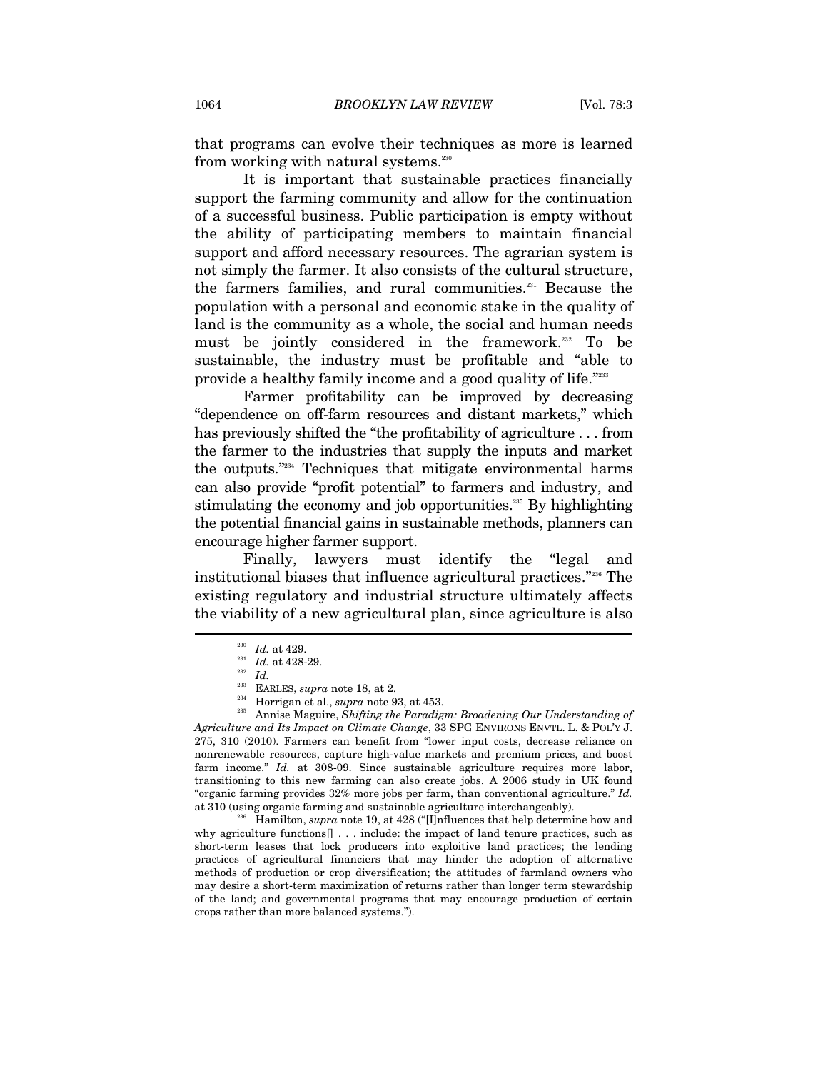that programs can evolve their techniques as more is learned from working with natural systems.[230]

It is important that sustainable practices financially support the farming community and allow for the continuation of a successful business. Public participation is empty without the ability of participating members to maintain financial support and afford necessary resources. The agrarian system is not simply the farmer. It also consists of the cultural structure, the farmers families, and rural communities.[231] Because the population with a personal and economic stake in the quality of land is the community as a whole, the social and human needs must be jointly considered in the framework.[232] To be sustainable, the industry must be profitable and "able to provide a healthy family income and a good quality of life."[233]

Farmer profitability can be improved by decreasing "dependence on off-farm resources and distant markets," which has previously shifted the "the profitability of agriculture . . . from the farmer to the industries that supply the inputs and market the outputs."[234] Techniques that mitigate environmental harms can also provide "profit potential" to farmers and industry, and stimulating the economy and job opportunities.[235] By highlighting the potential financial gains in sustainable methods, planners can encourage higher farmer support.

Finally, lawyers must identify the "legal and institutional biases that influence agricultural practices."[236] The existing regulatory and industrial structure ultimately affects the viability of a new agricultural plan, since agriculture is also

---

[230] *Id.* at 429.

[231] *Id.* at 428-29.

[232] *Id.*

[233] EARLES, *supra* note 18, at 2.

[234] Horrigan et al., *supra* note 93, at 453.

[235] Annise Maguire, *Shifting the Paradigm: Broadening Our Understanding of Agriculture and Its Impact on Climate Change*, 33 SPG ENVIRONS ENVTL. L. & POL'Y J. 275, 310 (2010). Farmers can benefit from "lower input costs, decrease reliance on nonrenewable resources, capture high-value markets and premium prices, and boost farm income." *Id.* at 308-09. Since sustainable agriculture requires more labor, transitioning to this new farming can also create jobs. A 2006 study in UK found "organic farming provides 32% more jobs per farm, than conventional agriculture." *Id.* at 310 (using organic farming and sustainable agriculture interchangeably).

[236] Hamilton, *supra* note 19, at 428 ("[I]nfluences that help determine how and why agriculture functions[] . . . include: the impact of land tenure practices, such as short-term leases that lock producers into exploitive land practices; the lending practices of agricultural financiers that may hinder the adoption of alternative methods of production or crop diversification; the attitudes of farmland owners who may desire a short-term maximization of returns rather than longer term stewardship of the land; and governmental programs that may encourage production of certain crops rather than more balanced systems.").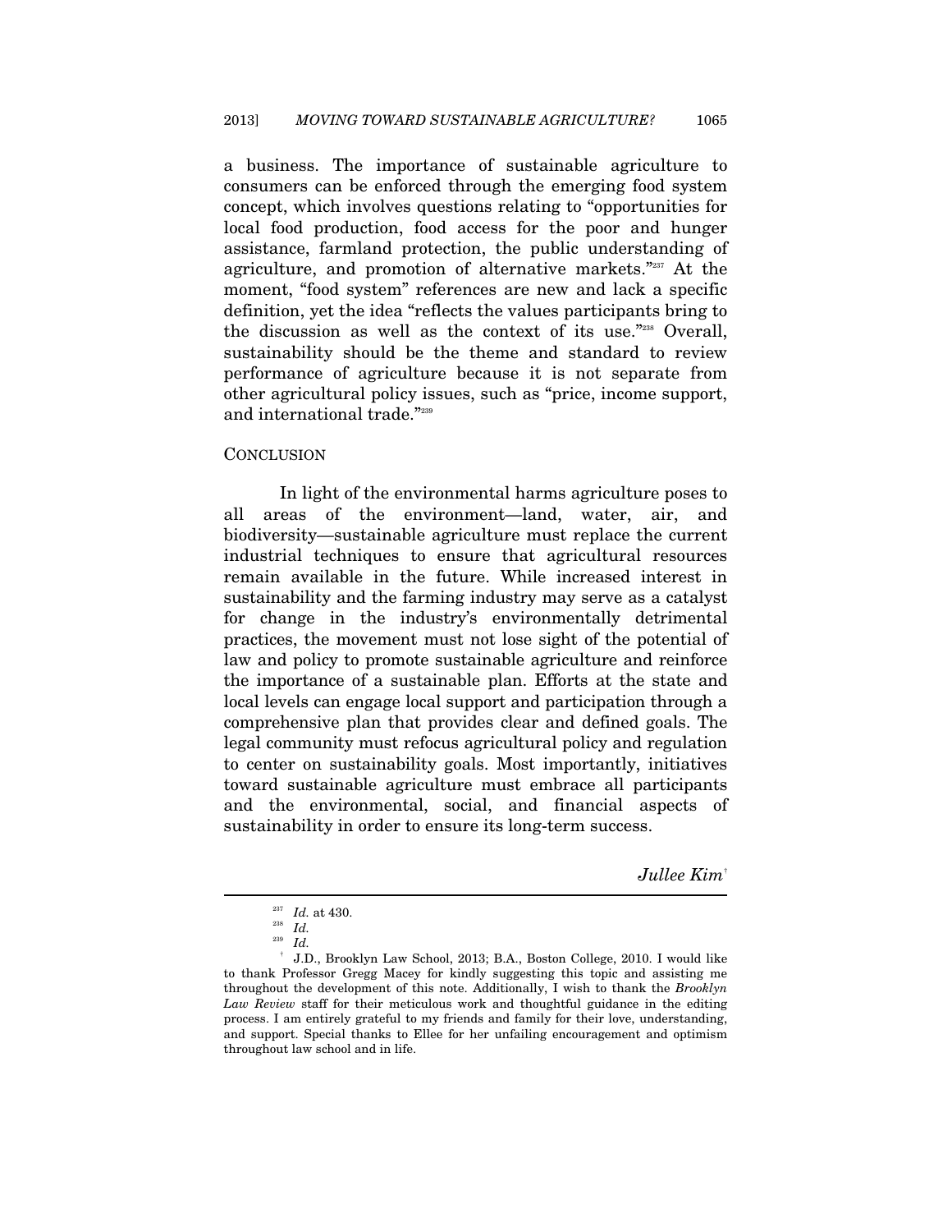a business. The importance of sustainable agriculture to consumers can be enforced through the emerging food system concept, which involves questions relating to "opportunities for local food production, food access for the poor and hunger assistance, farmland protection, the public understanding of agriculture, and promotion of alternative markets."[237] At the moment, "food system" references are new and lack a specific definition, yet the idea "reflects the values participants bring to the discussion as well as the context of its use."[238] Overall, sustainability should be the theme and standard to review performance of agriculture because it is not separate from other agricultural policy issues, such as "price, income support, and international trade."[239]

## CONCLUSION

In light of the environmental harms agriculture poses to all areas of the environment—land, water, air, and biodiversity—sustainable agriculture must replace the current industrial techniques to ensure that agricultural resources remain available in the future. While increased interest in sustainability and the farming industry may serve as a catalyst for change in the industry's environmentally detrimental practices, the movement must not lose sight of the potential of law and policy to promote sustainable agriculture and reinforce the importance of a sustainable plan. Efforts at the state and local levels can engage local support and participation through a comprehensive plan that provides clear and defined goals. The legal community must refocus agricultural policy and regulation to center on sustainability goals. Most importantly, initiatives toward sustainable agriculture must embrace all participants and the environmental, social, and financial aspects of sustainability in order to ensure its long-term success.

*Jullee Kim*[†]

---

[237] *Id.* at 430.

[238] *Id.*

[239] *Id.*

[†] J.D., Brooklyn Law School, 2013; B.A., Boston College, 2010. I would like to thank Professor Gregg Macey for kindly suggesting this topic and assisting me throughout the development of this note. Additionally, I wish to thank the *Brooklyn Law Review* staff for their meticulous work and thoughtful guidance in the editing process. I am entirely grateful to my friends and family for their love, understanding, and support. Special thanks to Ellee for her unfailing encouragement and optimism throughout law school and in life.